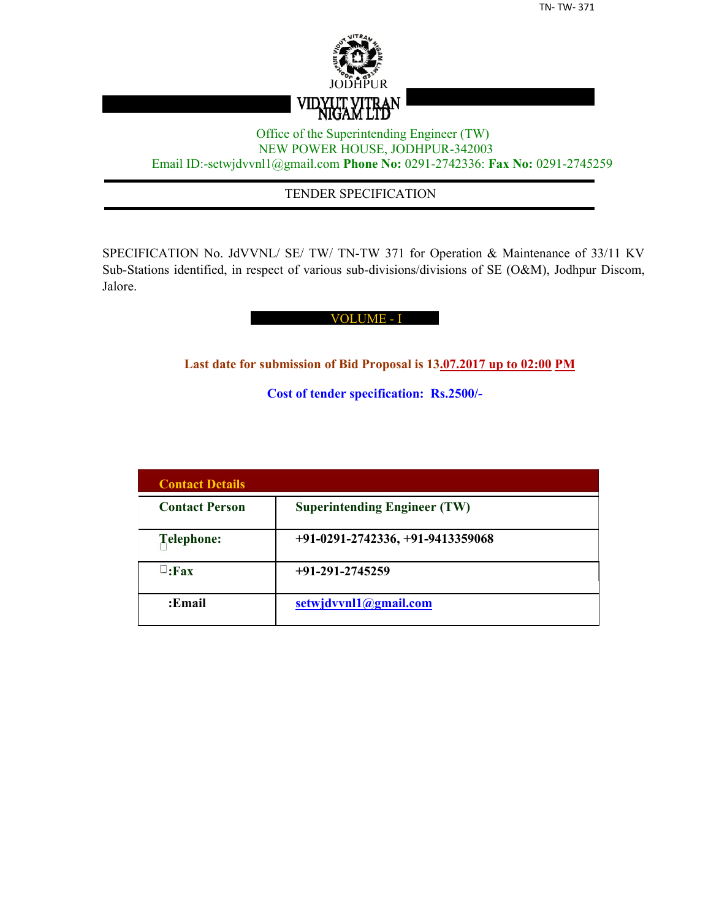JODHPUR

VIDYUT VITRAN NIGAM LTD

Office of the Superintending Engineer (TW)
NEW POWER HOUSE, JODHPUR-342003
Email ID:-setwjdvvnl1@gmail.com **Phone No:** 0291-2742336: **Fax No:** 0291-2745259

# TENDER SPECIFICATION

SPECIFICATION No. JdVVNL/ SE/ TW/ TN-TW 371 for Operation & Maintenance of 33/11 KV Sub-Stations identified, in respect of various sub-divisions/divisions of SE (O&M), Jodhpur Discom, Jalore.

## VOLUME - I

**Last date for submission of Bid Proposal is 13.07.2017 up to 02:00 PM**

**Cost of tender specification: Rs.2500/-**

| **Contact Details** | |
|---|---|
| **Contact Person** | **Superintending Engineer (TW)** |
| **Telephone:** | **+91-0291-2742336, +91-9413359068** |
| **:Fax** | **+91-291-2745259** |
| **:Email** | **setwjdvvnl1@gmail.com** |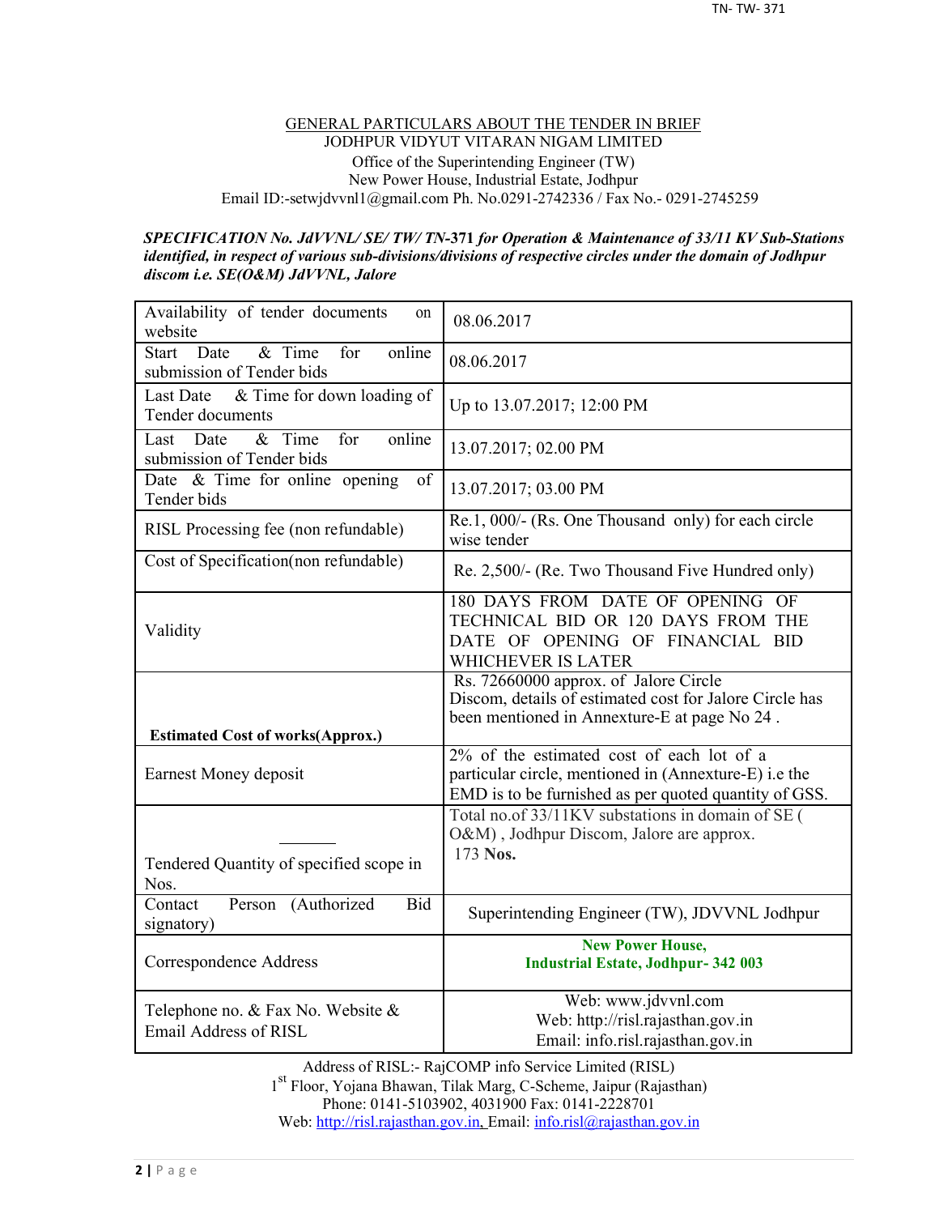## GENERAL PARTICULARS ABOUT THE TENDER IN BRIEF

JODHPUR VIDYUT VITARAN NIGAM LIMITED
Office of the Superintending Engineer (TW)
New Power House, Industrial Estate, Jodhpur
Email ID:-setwjdvvnl1@gmail.com Ph. No.0291-2742336 / Fax No.- 0291-2745259

***SPECIFICATION No. JdVVNL/ SE/ TW/ TN-371 for Operation & Maintenance of 33/11 KV Sub-Stations identified, in respect of various sub-divisions/divisions of respective circles under the domain of Jodhpur discom i.e. SE(O&M) JdVVNL, Jalore***

| | |
|---|---|
| Availability of tender documents on website | 08.06.2017 |
| Start Date & Time for online submission of Tender bids | 08.06.2017 |
| Last Date & Time for down loading of Tender documents | Up to 13.07.2017; 12:00 PM |
| Last Date & Time for online submission of Tender bids | 13.07.2017; 02.00 PM |
| Date & Time for online opening of Tender bids | 13.07.2017; 03.00 PM |
| RISL Processing fee (non refundable) | Re.1, 000/- (Rs. One Thousand only) for each circle wise tender |
| Cost of Specification(non refundable) | Re. 2,500/- (Re. Two Thousand Five Hundred only) |
| Validity | 180 DAYS FROM DATE OF OPENING OF TECHNICAL BID OR 120 DAYS FROM THE DATE OF OPENING OF FINANCIAL BID WHICHEVER IS LATER |
| **Estimated Cost of works(Approx.)** | Rs. 72660000 approx. of Jalore Circle Discom, details of estimated cost for Jalore Circle has been mentioned in Annexture-E at page No 24 . |
| Earnest Money deposit | 2% of the estimated cost of each lot of a particular circle, mentioned in (Annexture-E) i.e the EMD is to be furnished as per quoted quantity of GSS. |
| Tendered Quantity of specified scope in Nos. | Total no.of 33/11KV substations in domain of SE ( O&M) , Jodhpur Discom, Jalore are approx. 173 **Nos.** |
| Contact Person (Authorized Bid signatory) | Superintending Engineer (TW), JDVVNL Jodhpur |
| Correspondence Address | **New Power House, Industrial Estate, Jodhpur- 342 003** |
| Telephone no. & Fax No. Website & Email Address of RISL | Web: www.jdvvnl.com<br>Web: http://risl.rajasthan.gov.in<br>Email: info.risl.rajasthan.gov.in |

Address of RISL:- RajCOMP info Service Limited (RISL)
1st Floor, Yojana Bhawan, Tilak Marg, C-Scheme, Jaipur (Rajasthan)
Phone: 0141-5103902, 4031900 Fax: 0141-2228701
Web: http://risl.rajasthan.gov.in, Email: info.risl@rajasthan.gov.in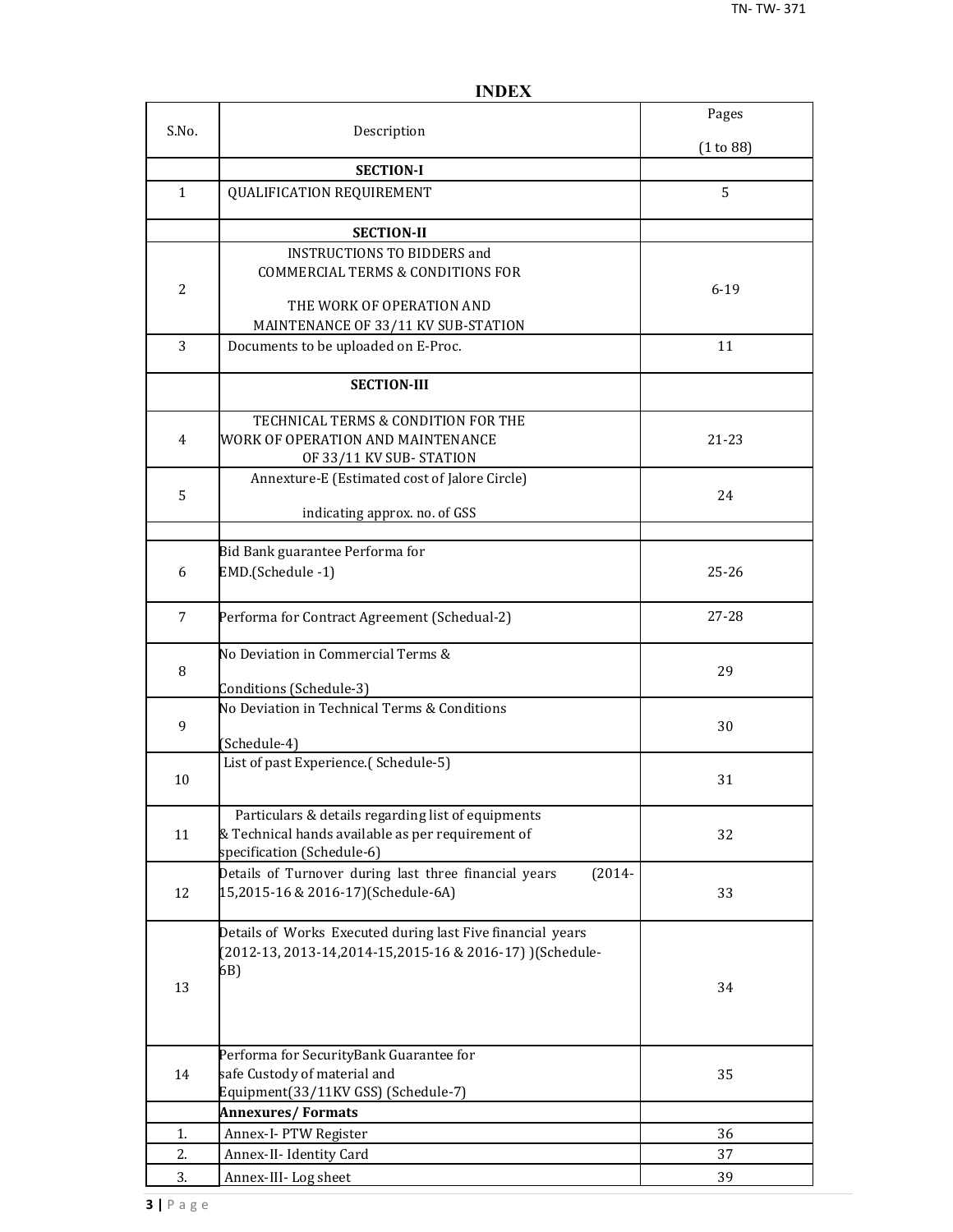# INDEX

| S.No. | Description | Pages (1 to 88) |
|---|---|---|
| | **SECTION-I** | |
| 1 | QUALIFICATION REQUIREMENT | 5 |
| | **SECTION-II** | |
| 2 | INSTRUCTIONS TO BIDDERS and COMMERCIAL TERMS & CONDITIONS FOR THE WORK OF OPERATION AND MAINTENANCE OF 33/11 KV SUB-STATION | 6-19 |
| 3 | Documents to be uploaded on E-Proc. | 11 |
| | **SECTION-III** | |
| 4 | TECHNICAL TERMS & CONDITION FOR THE WORK OF OPERATION AND MAINTENANCE OF 33/11 KV SUB- STATION | 21-23 |
| 5 | Annexture-E (Estimated cost of Jalore Circle) indicating approx. no. of GSS | 24 |
| | | |
| 6 | Bid Bank guarantee Performa for EMD.(Schedule -1) | 25-26 |
| 7 | Performa for Contract Agreement (Schedual-2) | 27-28 |
| 8 | No Deviation in Commercial Terms & Conditions (Schedule-3) | 29 |
| 9 | No Deviation in Technical Terms & Conditions (Schedule-4) | 30 |
| 10 | List of past Experience.( Schedule-5) | 31 |
| 11 | Particulars & details regarding list of equipments & Technical hands available as per requirement of specification (Schedule-6) | 32 |
| 12 | Details of Turnover during last three financial years (2014-15,2015-16 & 2016-17)(Schedule-6A) | 33 |
| 13 | Details of Works Executed during last Five financial years (2012-13, 2013-14,2014-15,2015-16 & 2016-17) )(Schedule-6B) | 34 |
| 14 | Performa for SecurityBank Guarantee for safe Custody of material and Equipment(33/11KV GSS) (Schedule-7) | 35 |
| | **Annexures/ Formats** | |
| 1. | Annex-I- PTW Register | 36 |
| 2. | Annex-II- Identity Card | 37 |
| 3. | Annex-III- Log sheet | 39 |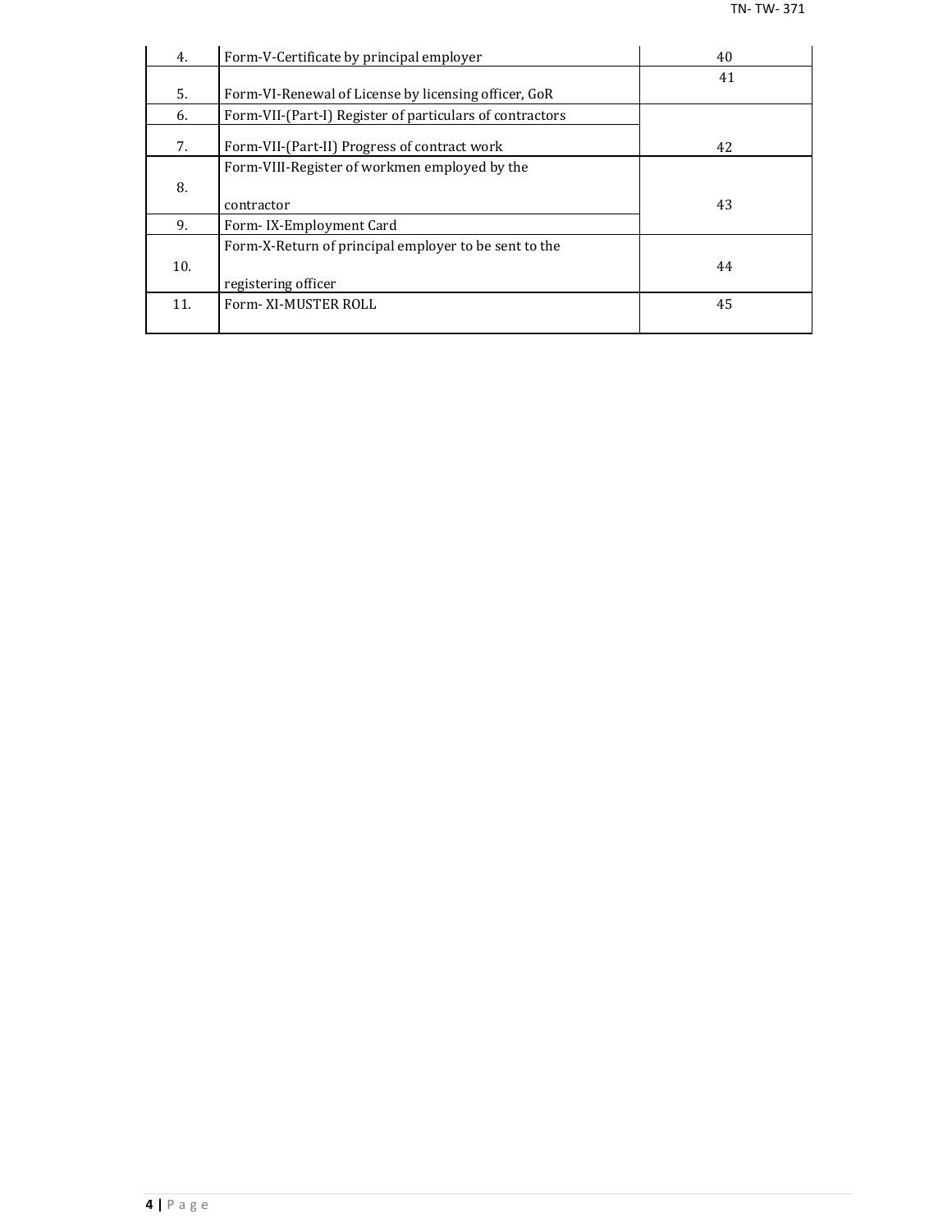| | | |
|---|---|---|
| 4. | Form-V-Certificate by principal employer | 40 |
| 5. | Form-VI-Renewal of License by licensing officer, GoR | 41 |
| 6. | Form-VII-(Part-I) Register of particulars of contractors | |
| 7. | Form-VII-(Part-II) Progress of contract work | 42 |
| 8. | Form-VIII-Register of workmen employed by the contractor | 43 |
| 9. | Form- IX-Employment Card | |
| 10. | Form-X-Return of principal employer to be sent to the registering officer | 44 |
| 11. | Form- XI-MUSTER ROLL | 45 |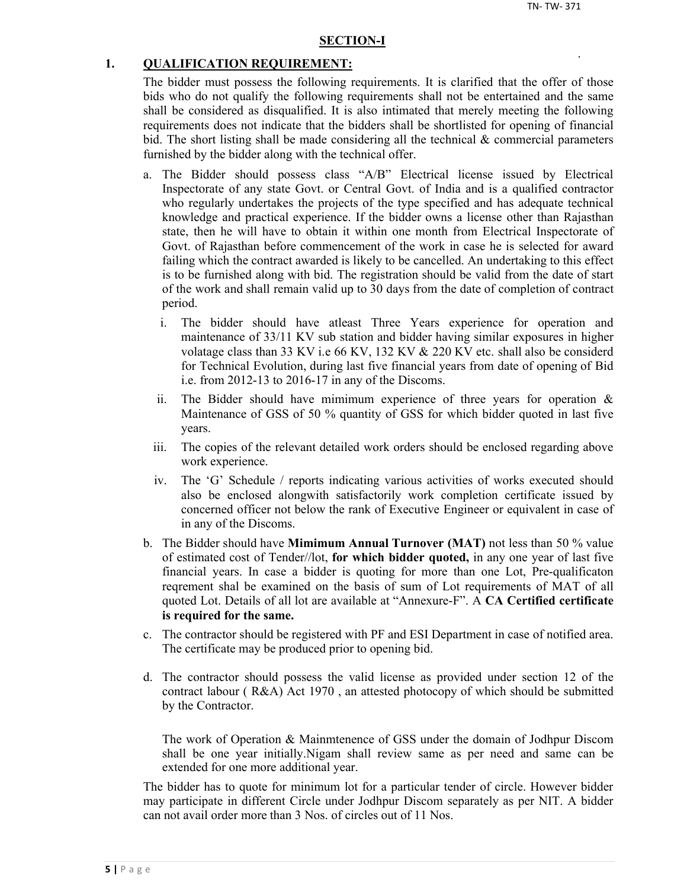## SECTION-I

### 1. QUALIFICATION REQUIREMENT:

The bidder must possess the following requirements. It is clarified that the offer of those bids who do not qualify the following requirements shall not be entertained and the same shall be considered as disqualified. It is also intimated that merely meeting the following requirements does not indicate that the bidders shall be shortlisted for opening of financial bid. The short listing shall be made considering all the technical & commercial parameters furnished by the bidder along with the technical offer.

a. The Bidder should possess class "A/B" Electrical license issued by Electrical Inspectorate of any state Govt. or Central Govt. of India and is a qualified contractor who regularly undertakes the projects of the type specified and has adequate technical knowledge and practical experience. If the bidder owns a license other than Rajasthan state, then he will have to obtain it within one month from Electrical Inspectorate of Govt. of Rajasthan before commencement of the work in case he is selected for award failing which the contract awarded is likely to be cancelled. An undertaking to this effect is to be furnished along with bid. The registration should be valid from the date of start of the work and shall remain valid up to 30 days from the date of completion of contract period.

   i. The bidder should have atleast Three Years experience for operation and maintenance of 33/11 KV sub station and bidder having similar exposures in higher volatage class than 33 KV i.e 66 KV, 132 KV & 220 KV etc. shall also be considerd for Technical Evolution, during last five financial years from date of opening of Bid i.e. from 2012-13 to 2016-17 in any of the Discoms.

   ii. The Bidder should have mimimum experience of three years for operation & Maintenance of GSS of 50 % quantity of GSS for which bidder quoted in last five years.

   iii. The copies of the relevant detailed work orders should be enclosed regarding above work experience.

   iv. The 'G' Schedule / reports indicating various activities of works executed should also be enclosed alongwith satisfactorily work completion certificate issued by concerned officer not below the rank of Executive Engineer or equivalent in case of in any of the Discoms.

b. The Bidder should have **Mimimum Annual Turnover (MAT)** not less than 50 % value of estimated cost of Tender//lot, **for which bidder quoted,** in any one year of last five financial years. In case a bidder is quoting for more than one Lot, Pre-qualificaton reqrement shal be examined on the basis of sum of Lot requirements of MAT of all quoted Lot. Details of all lot are available at "Annexure-F". A **CA Certified certificate is required for the same.**

c. The contractor should be registered with PF and ESI Department in case of notified area. The certificate may be produced prior to opening bid.

d. The contractor should possess the valid license as provided under section 12 of the contract labour ( R&A) Act 1970 , an attested photocopy of which should be submitted by the Contractor.

   The work of Operation & Mainmtenence of GSS under the domain of Jodhpur Discom shall be one year initially.Nigam shall review same as per need and same can be extended for one more additional year.

The bidder has to quote for minimum lot for a particular tender of circle. However bidder may participate in different Circle under Jodhpur Discom separately as per NIT. A bidder can not avail order more than 3 Nos. of circles out of 11 Nos.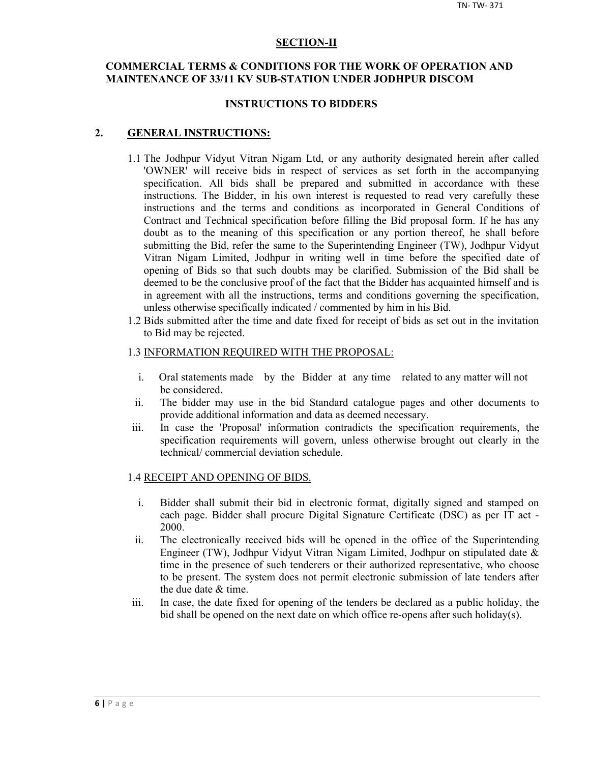## SECTION-II

### COMMERCIAL TERMS & CONDITIONS FOR THE WORK OF OPERATION AND MAINTENANCE OF 33/11 KV SUB-STATION UNDER JODHPUR DISCOM

### INSTRUCTIONS TO BIDDERS

**2. GENERAL INSTRUCTIONS:**

1.1 The Jodhpur Vidyut Vitran Nigam Ltd, or any authority designated herein after called 'OWNER' will receive bids in respect of services as set forth in the accompanying specification. All bids shall be prepared and submitted in accordance with these instructions. The Bidder, in his own interest is requested to read very carefully these instructions and the terms and conditions as incorporated in General Conditions of Contract and Technical specification before filling the Bid proposal form. If he has any doubt as to the meaning of this specification or any portion thereof, he shall before submitting the Bid, refer the same to the Superintending Engineer (TW), Jodhpur Vidyut Vitran Nigam Limited, Jodhpur in writing well in time before the specified date of opening of Bids so that such doubts may be clarified. Submission of the Bid shall be deemed to be the conclusive proof of the fact that the Bidder has acquainted himself and is in agreement with all the instructions, terms and conditions governing the specification, unless otherwise specifically indicated / commented by him in his Bid.

1.2 Bids submitted after the time and date fixed for receipt of bids as set out in the invitation to Bid may be rejected.

1.3 INFORMATION REQUIRED WITH THE PROPOSAL:

i. Oral statements made by the Bidder at any time related to any matter will not be considered.

ii. The bidder may use in the bid Standard catalogue pages and other documents to provide additional information and data as deemed necessary.

iii. In case the 'Proposal' information contradicts the specification requirements, the specification requirements will govern, unless otherwise brought out clearly in the technical/ commercial deviation schedule.

1.4 RECEIPT AND OPENING OF BIDS.

i. Bidder shall submit their bid in electronic format, digitally signed and stamped on each page. Bidder shall procure Digital Signature Certificate (DSC) as per IT act - 2000.

ii. The electronically received bids will be opened in the office of the Superintending Engineer (TW), Jodhpur Vidyut Vitran Nigam Limited, Jodhpur on stipulated date & time in the presence of such tenderers or their authorized representative, who choose to be present. The system does not permit electronic submission of late tenders after the due date & time.

iii. In case, the date fixed for opening of the tenders be declared as a public holiday, the bid shall be opened on the next date on which office re-opens after such holiday(s).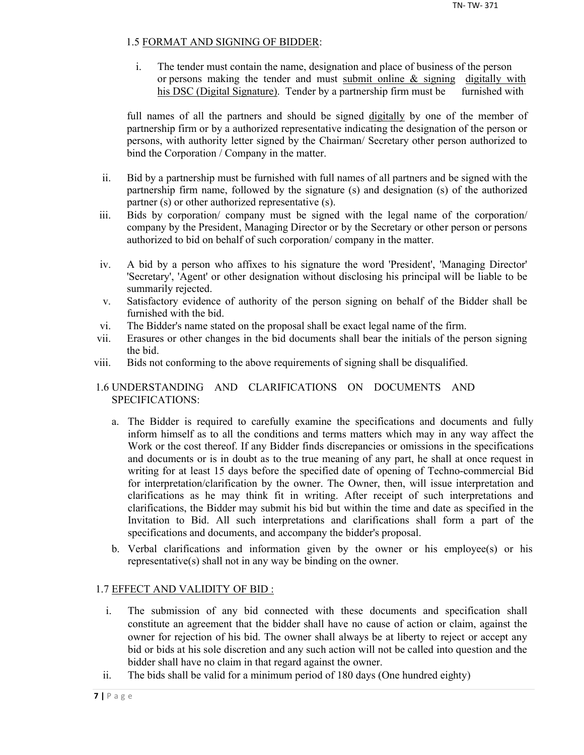### 1.5 FORMAT AND SIGNING OF BIDDER:

i. The tender must contain the name, designation and place of business of the person or persons making the tender and must submit online & signing digitally with his DSC (Digital Signature). Tender by a partnership firm must be furnished with

full names of all the partners and should be signed digitally by one of the member of partnership firm or by a authorized representative indicating the designation of the person or persons, with authority letter signed by the Chairman/ Secretary other person authorized to bind the Corporation / Company in the matter.

ii. Bid by a partnership must be furnished with full names of all partners and be signed with the partnership firm name, followed by the signature (s) and designation (s) of the authorized partner (s) or other authorized representative (s).
iii. Bids by corporation/ company must be signed with the legal name of the corporation/ company by the President, Managing Director or by the Secretary or other person or persons authorized to bid on behalf of such corporation/ company in the matter.
iv. A bid by a person who affixes to his signature the word 'President', 'Managing Director' 'Secretary', 'Agent' or other designation without disclosing his principal will be liable to be summarily rejected.
v. Satisfactory evidence of authority of the person signing on behalf of the Bidder shall be furnished with the bid.
vi. The Bidder's name stated on the proposal shall be exact legal name of the firm.
vii. Erasures or other changes in the bid documents shall bear the initials of the person signing the bid.
viii. Bids not conforming to the above requirements of signing shall be disqualified.

### 1.6 UNDERSTANDING AND CLARIFICATIONS ON DOCUMENTS AND SPECIFICATIONS:

a. The Bidder is required to carefully examine the specifications and documents and fully inform himself as to all the conditions and terms matters which may in any way affect the Work or the cost thereof. If any Bidder finds discrepancies or omissions in the specifications and documents or is in doubt as to the true meaning of any part, he shall at once request in writing for at least 15 days before the specified date of opening of Techno-commercial Bid for interpretation/clarification by the owner. The Owner, then, will issue interpretation and clarifications as he may think fit in writing. After receipt of such interpretations and clarifications, the Bidder may submit his bid but within the time and date as specified in the Invitation to Bid. All such interpretations and clarifications shall form a part of the specifications and documents, and accompany the bidder's proposal.
b. Verbal clarifications and information given by the owner or his employee(s) or his representative(s) shall not in any way be binding on the owner.

### 1.7 EFFECT AND VALIDITY OF BID :

i. The submission of any bid connected with these documents and specification shall constitute an agreement that the bidder shall have no cause of action or claim, against the owner for rejection of his bid. The owner shall always be at liberty to reject or accept any bid or bids at his sole discretion and any such action will not be called into question and the bidder shall have no claim in that regard against the owner.
ii. The bids shall be valid for a minimum period of 180 days (One hundred eighty)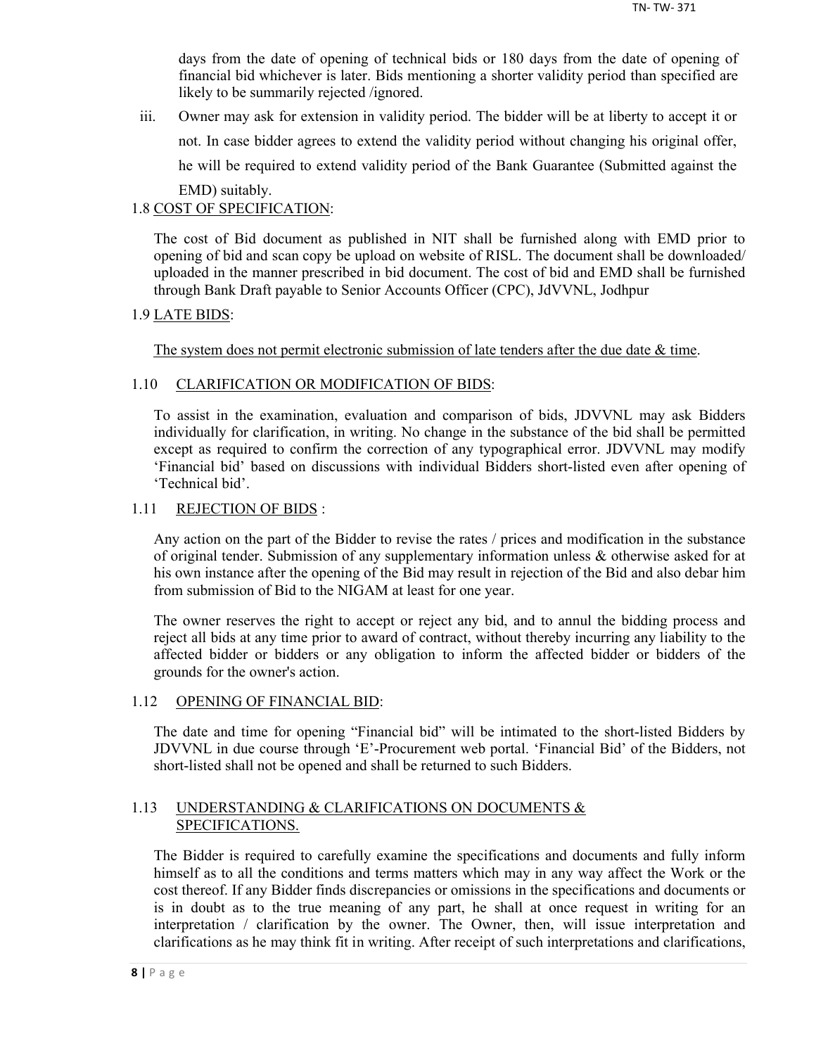days from the date of opening of technical bids or 180 days from the date of opening of financial bid whichever is later. Bids mentioning a shorter validity period than specified are likely to be summarily rejected /ignored.

iii. Owner may ask for extension in validity period. The bidder will be at liberty to accept it or not. In case bidder agrees to extend the validity period without changing his original offer, he will be required to extend validity period of the Bank Guarantee (Submitted against the EMD) suitably.

1.8 <u>COST OF SPECIFICATION</u>:

The cost of Bid document as published in NIT shall be furnished along with EMD prior to opening of bid and scan copy be upload on website of RISL. The document shall be downloaded/ uploaded in the manner prescribed in bid document. The cost of bid and EMD shall be furnished through Bank Draft payable to Senior Accounts Officer (CPC), JdVVNL, Jodhpur

1.9 <u>LATE BIDS</u>:

<u>The system does not permit electronic submission of late tenders after the due date & time</u>.

1.10 <u>CLARIFICATION OR MODIFICATION OF BIDS</u>:

To assist in the examination, evaluation and comparison of bids, JDVVNL may ask Bidders individually for clarification, in writing. No change in the substance of the bid shall be permitted except as required to confirm the correction of any typographical error. JDVVNL may modify 'Financial bid' based on discussions with individual Bidders short-listed even after opening of 'Technical bid'.

1.11 <u>REJECTION OF BIDS</u> :

Any action on the part of the Bidder to revise the rates / prices and modification in the substance of original tender. Submission of any supplementary information unless & otherwise asked for at his own instance after the opening of the Bid may result in rejection of the Bid and also debar him from submission of Bid to the NIGAM at least for one year.

The owner reserves the right to accept or reject any bid, and to annul the bidding process and reject all bids at any time prior to award of contract, without thereby incurring any liability to the affected bidder or bidders or any obligation to inform the affected bidder or bidders of the grounds for the owner's action.

1.12 <u>OPENING OF FINANCIAL BID</u>:

The date and time for opening "Financial bid" will be intimated to the short-listed Bidders by JDVVNL in due course through 'E'-Procurement web portal. 'Financial Bid' of the Bidders, not short-listed shall not be opened and shall be returned to such Bidders.

1.13 <u>UNDERSTANDING & CLARIFICATIONS ON DOCUMENTS & SPECIFICATIONS.</u>

The Bidder is required to carefully examine the specifications and documents and fully inform himself as to all the conditions and terms matters which may in any way affect the Work or the cost thereof. If any Bidder finds discrepancies or omissions in the specifications and documents or is in doubt as to the true meaning of any part, he shall at once request in writing for an interpretation / clarification by the owner. The Owner, then, will issue interpretation and clarifications as he may think fit in writing. After receipt of such interpretations and clarifications,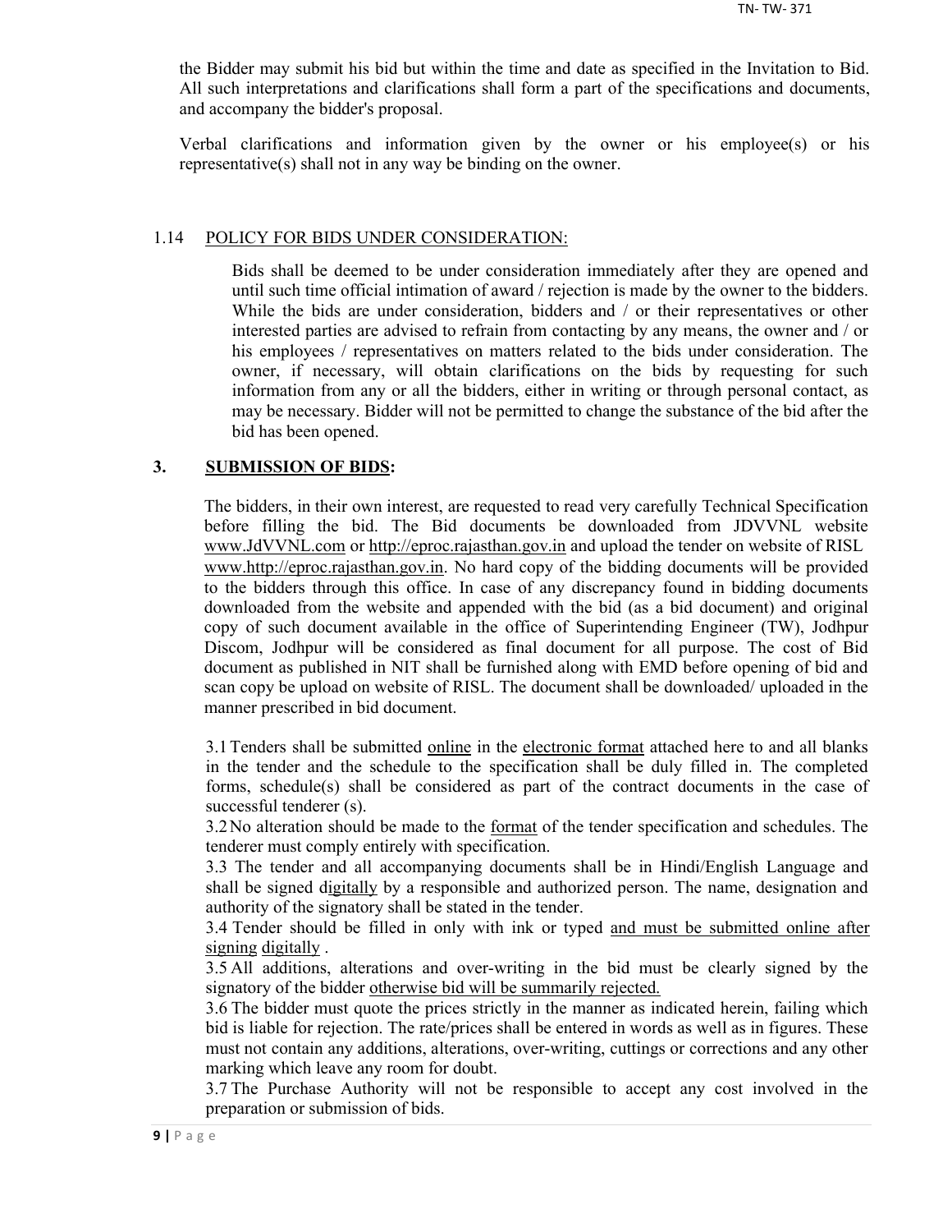the Bidder may submit his bid but within the time and date as specified in the Invitation to Bid. All such interpretations and clarifications shall form a part of the specifications and documents, and accompany the bidder's proposal.

Verbal clarifications and information given by the owner or his employee(s) or his representative(s) shall not in any way be binding on the owner.

1.14 POLICY FOR BIDS UNDER CONSIDERATION:

Bids shall be deemed to be under consideration immediately after they are opened and until such time official intimation of award / rejection is made by the owner to the bidders. While the bids are under consideration, bidders and / or their representatives or other interested parties are advised to refrain from contacting by any means, the owner and / or his employees / representatives on matters related to the bids under consideration. The owner, if necessary, will obtain clarifications on the bids by requesting for such information from any or all the bidders, either in writing or through personal contact, as may be necessary. Bidder will not be permitted to change the substance of the bid after the bid has been opened.

## 3. SUBMISSION OF BIDS:

The bidders, in their own interest, are requested to read very carefully Technical Specification before filling the bid. The Bid documents be downloaded from JDVVNL website www.JdVVNL.com or http://eproc.rajasthan.gov.in and upload the tender on website of RISL www.http://eproc.rajasthan.gov.in. No hard copy of the bidding documents will be provided to the bidders through this office. In case of any discrepancy found in bidding documents downloaded from the website and appended with the bid (as a bid document) and original copy of such document available in the office of Superintending Engineer (TW), Jodhpur Discom, Jodhpur will be considered as final document for all purpose. The cost of Bid document as published in NIT shall be furnished along with EMD before opening of bid and scan copy be upload on website of RISL. The document shall be downloaded/ uploaded in the manner prescribed in bid document.

3.1 Tenders shall be submitted online in the electronic format attached here to and all blanks in the tender and the schedule to the specification shall be duly filled in. The completed forms, schedule(s) shall be considered as part of the contract documents in the case of successful tenderer (s).

3.2 No alteration should be made to the format of the tender specification and schedules. The tenderer must comply entirely with specification.

3.3 The tender and all accompanying documents shall be in Hindi/English Language and shall be signed digitally by a responsible and authorized person. The name, designation and authority of the signatory shall be stated in the tender.

3.4 Tender should be filled in only with ink or typed and must be submitted online after signing digitally .

3.5 All additions, alterations and over-writing in the bid must be clearly signed by the signatory of the bidder otherwise bid will be summarily rejected.

3.6 The bidder must quote the prices strictly in the manner as indicated herein, failing which bid is liable for rejection. The rate/prices shall be entered in words as well as in figures. These must not contain any additions, alterations, over-writing, cuttings or corrections and any other marking which leave any room for doubt.

3.7 The Purchase Authority will not be responsible to accept any cost involved in the preparation or submission of bids.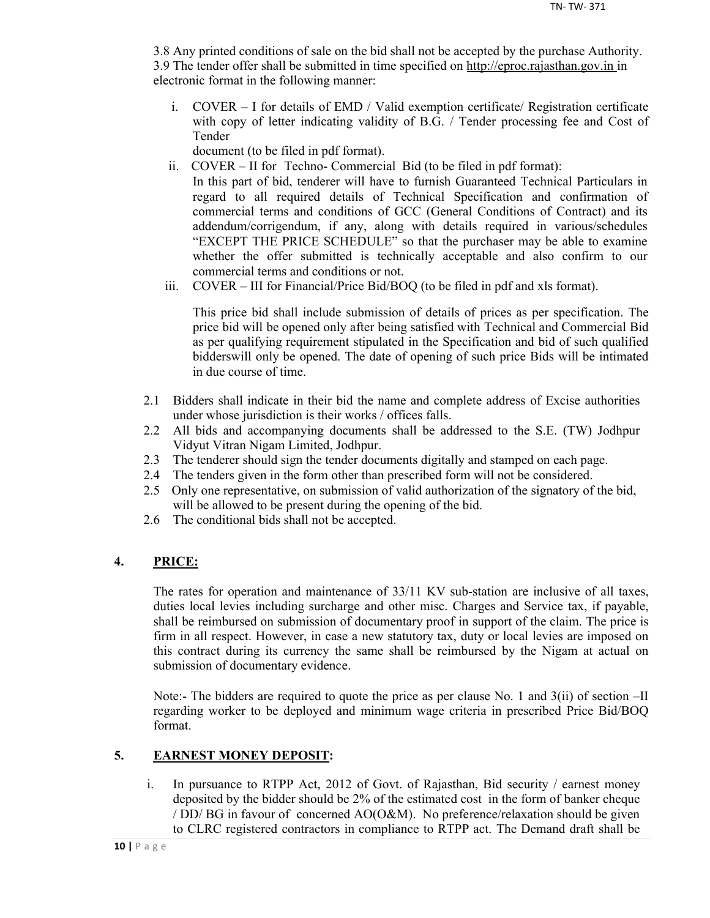3.8 Any printed conditions of sale on the bid shall not be accepted by the purchase Authority.

3.9 The tender offer shall be submitted in time specified on http://eproc.rajasthan.gov.in in electronic format in the following manner:

i. COVER – I for details of EMD / Valid exemption certificate/ Registration certificate with copy of letter indicating validity of B.G. / Tender processing fee and Cost of Tender document (to be filed in pdf format).

ii. COVER – II for Techno- Commercial Bid (to be filed in pdf format):
In this part of bid, tenderer will have to furnish Guaranteed Technical Particulars in regard to all required details of Technical Specification and confirmation of commercial terms and conditions of GCC (General Conditions of Contract) and its addendum/corrigendum, if any, along with details required in various/schedules "EXCEPT THE PRICE SCHEDULE" so that the purchaser may be able to examine whether the offer submitted is technically acceptable and also confirm to our commercial terms and conditions or not.

iii. COVER – III for Financial/Price Bid/BOQ (to be filed in pdf and xls format).

This price bid shall include submission of details of prices as per specification. The price bid will be opened only after being satisfied with Technical and Commercial Bid as per qualifying requirement stipulated in the Specification and bid of such qualified bidderswill only be opened. The date of opening of such price Bids will be intimated in due course of time.

2.1 Bidders shall indicate in their bid the name and complete address of Excise authorities under whose jurisdiction is their works / offices falls.

2.2 All bids and accompanying documents shall be addressed to the S.E. (TW) Jodhpur Vidyut Vitran Nigam Limited, Jodhpur.

2.3 The tenderer should sign the tender documents digitally and stamped on each page.

2.4 The tenders given in the form other than prescribed form will not be considered.

2.5 Only one representative, on submission of valid authorization of the signatory of the bid, will be allowed to be present during the opening of the bid.

2.6 The conditional bids shall not be accepted.

## 4. PRICE:

The rates for operation and maintenance of 33/11 KV sub-station are inclusive of all taxes, duties local levies including surcharge and other misc. Charges and Service tax, if payable, shall be reimbursed on submission of documentary proof in support of the claim. The price is firm in all respect. However, in case a new statutory tax, duty or local levies are imposed on this contract during its currency the same shall be reimbursed by the Nigam at actual on submission of documentary evidence.

Note:- The bidders are required to quote the price as per clause No. 1 and 3(ii) of section –II regarding worker to be deployed and minimum wage criteria in prescribed Price Bid/BOQ format.

## 5. EARNEST MONEY DEPOSIT:

i. In pursuance to RTPP Act, 2012 of Govt. of Rajasthan, Bid security / earnest money deposited by the bidder should be 2% of the estimated cost in the form of banker cheque / DD/ BG in favour of concerned AO(O&M). No preference/relaxation should be given to CLRC registered contractors in compliance to RTPP act. The Demand draft shall be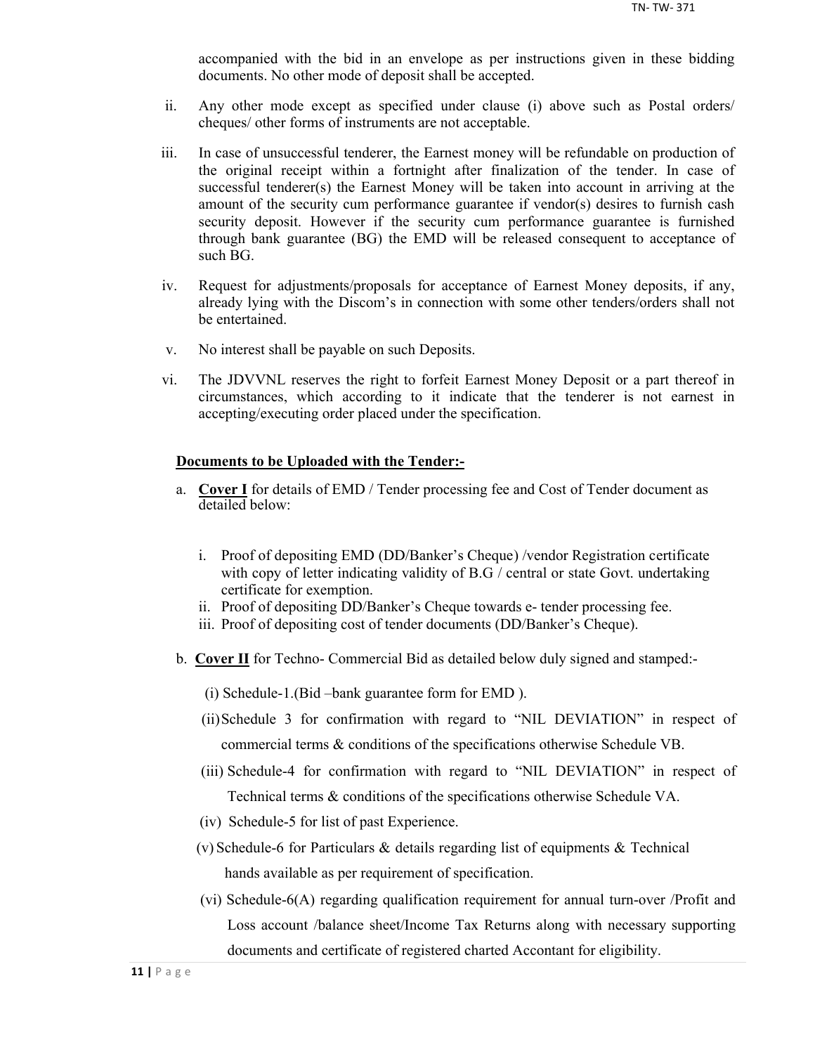accompanied with the bid in an envelope as per instructions given in these bidding documents. No other mode of deposit shall be accepted.

ii. Any other mode except as specified under clause (i) above such as Postal orders/ cheques/ other forms of instruments are not acceptable.

iii. In case of unsuccessful tenderer, the Earnest money will be refundable on production of the original receipt within a fortnight after finalization of the tender. In case of successful tenderer(s) the Earnest Money will be taken into account in arriving at the amount of the security cum performance guarantee if vendor(s) desires to furnish cash security deposit. However if the security cum performance guarantee is furnished through bank guarantee (BG) the EMD will be released consequent to acceptance of such BG.

iv. Request for adjustments/proposals for acceptance of Earnest Money deposits, if any, already lying with the Discom's in connection with some other tenders/orders shall not be entertained.

v. No interest shall be payable on such Deposits.

vi. The JDVVNL reserves the right to forfeit Earnest Money Deposit or a part thereof in circumstances, which according to it indicate that the tenderer is not earnest in accepting/executing order placed under the specification.

**<u>Documents to be Uploaded with the Tender:-</u>**

a. **<u>Cover I</u>** for details of EMD / Tender processing fee and Cost of Tender document as detailed below:

   i. Proof of depositing EMD (DD/Banker's Cheque) /vendor Registration certificate with copy of letter indicating validity of B.G / central or state Govt. undertaking certificate for exemption.
   ii. Proof of depositing DD/Banker's Cheque towards e- tender processing fee.
   iii. Proof of depositing cost of tender documents (DD/Banker's Cheque).

b. **<u>Cover II</u>** for Techno- Commercial Bid as detailed below duly signed and stamped:-

   (i) Schedule-1.(Bid –bank guarantee form for EMD ).

   (ii) Schedule 3 for confirmation with regard to "NIL DEVIATION" in respect of commercial terms & conditions of the specifications otherwise Schedule VB.

   (iii) Schedule-4 for confirmation with regard to "NIL DEVIATION" in respect of Technical terms & conditions of the specifications otherwise Schedule VA.

   (iv) Schedule-5 for list of past Experience.

   (v) Schedule-6 for Particulars & details regarding list of equipments & Technical hands available as per requirement of specification.

   (vi) Schedule-6(A) regarding qualification requirement for annual turn-over /Profit and Loss account /balance sheet/Income Tax Returns along with necessary supporting documents and certificate of registered charted Accontant for eligibility.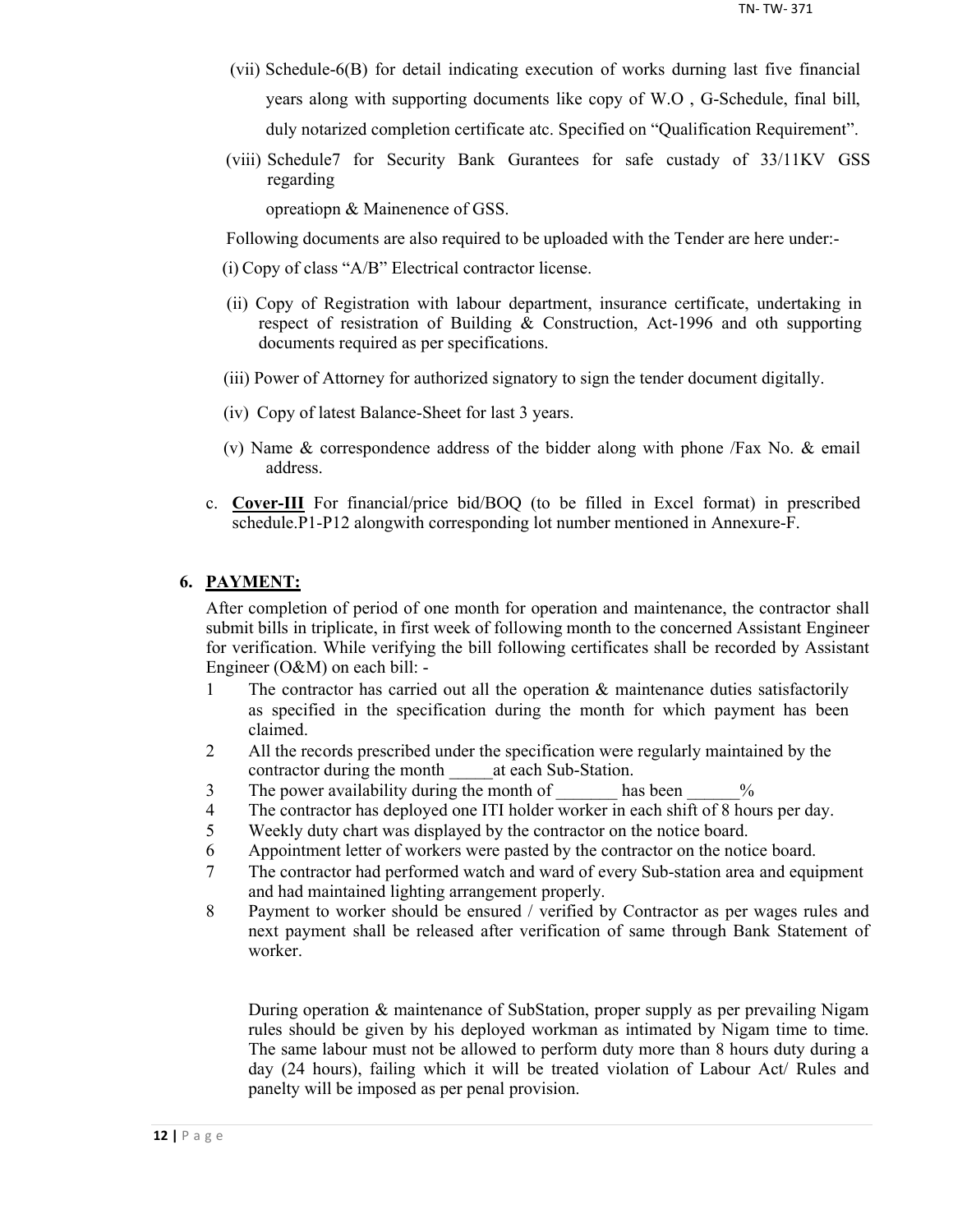(vii) Schedule-6(B) for detail indicating execution of works durning last five financial years along with supporting documents like copy of W.O , G-Schedule, final bill, duly notarized completion certificate atc. Specified on "Qualification Requirement".

(viii) Schedule7 for Security Bank Gurantees for safe custady of 33/11KV GSS regarding opreatiopn & Mainenence of GSS.

Following documents are also required to be uploaded with the Tender are here under:-

(i) Copy of class "A/B" Electrical contractor license.

(ii) Copy of Registration with labour department, insurance certificate, undertaking in respect of resistration of Building & Construction, Act-1996 and oth supporting documents required as per specifications.

(iii) Power of Attorney for authorized signatory to sign the tender document digitally.

(iv) Copy of latest Balance-Sheet for last 3 years.

(v) Name & correspondence address of the bidder along with phone /Fax No. & email address.

c. **Cover-III** For financial/price bid/BOQ (to be filled in Excel format) in prescribed schedule.P1-P12 alongwith corresponding lot number mentioned in Annexure-F.

## 6. PAYMENT:

After completion of period of one month for operation and maintenance, the contractor shall submit bills in triplicate, in first week of following month to the concerned Assistant Engineer for verification. While verifying the bill following certificates shall be recorded by Assistant Engineer (O&M) on each bill: -

1. The contractor has carried out all the operation & maintenance duties satisfactorily as specified in the specification during the month for which payment has been claimed.
2. All the records prescribed under the specification were regularly maintained by the contractor during the month _____at each Sub-Station.
3. The power availability during the month of _______ has been ______%
4. The contractor has deployed one ITI holder worker in each shift of 8 hours per day.
5. Weekly duty chart was displayed by the contractor on the notice board.
6. Appointment letter of workers were pasted by the contractor on the notice board.
7. The contractor had performed watch and ward of every Sub-station area and equipment and had maintained lighting arrangement properly.
8. Payment to worker should be ensured / verified by Contractor as per wages rules and next payment shall be released after verification of same through Bank Statement of worker.

During operation & maintenance of SubStation, proper supply as per prevailing Nigam rules should be given by his deployed workman as intimated by Nigam time to time. The same labour must not be allowed to perform duty more than 8 hours duty during a day (24 hours), failing which it will be treated violation of Labour Act/ Rules and panelty will be imposed as per penal provision.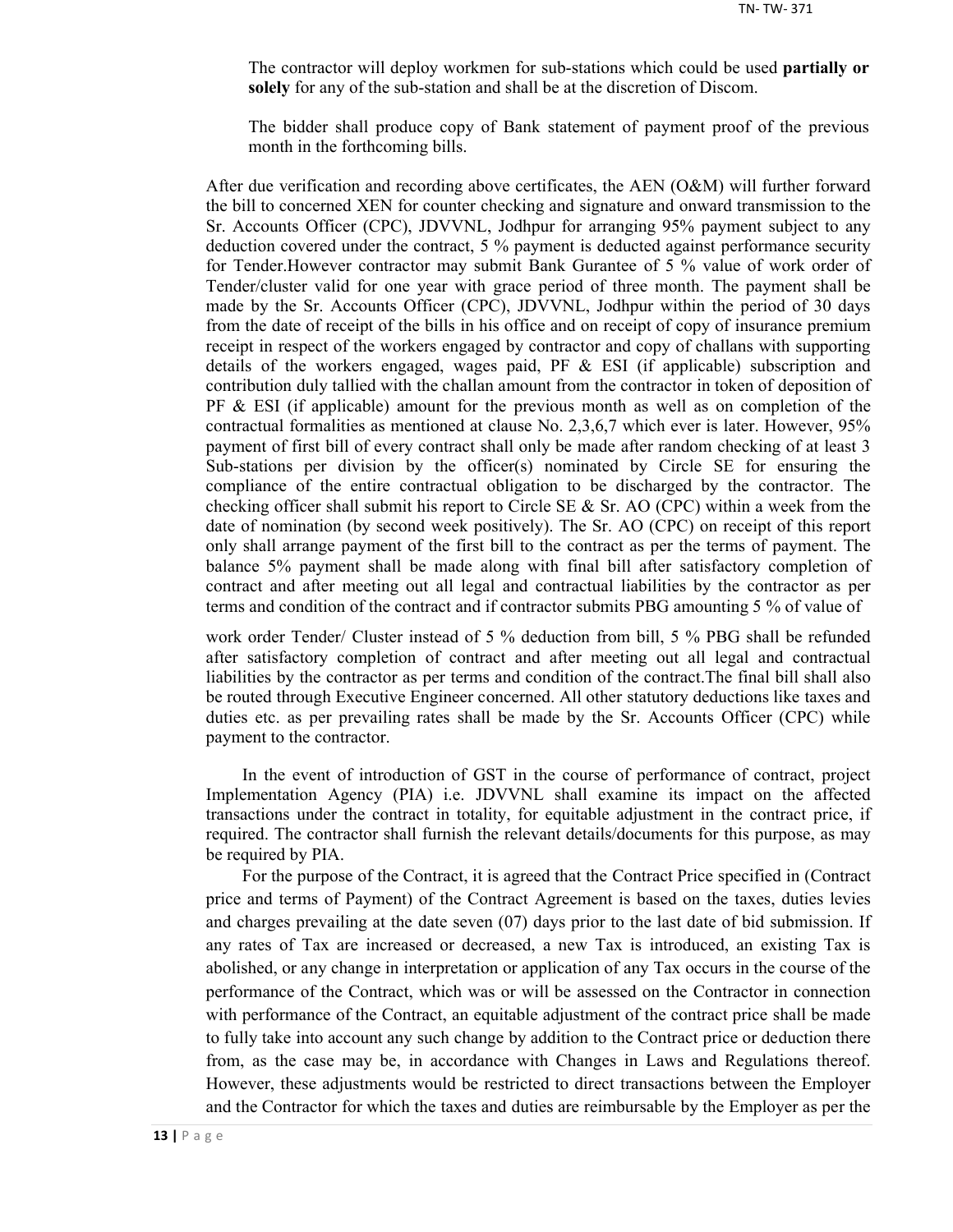The contractor will deploy workmen for sub-stations which could be used **partially or solely** for any of the sub-station and shall be at the discretion of Discom.

The bidder shall produce copy of Bank statement of payment proof of the previous month in the forthcoming bills.

After due verification and recording above certificates, the AEN (O&M) will further forward the bill to concerned XEN for counter checking and signature and onward transmission to the Sr. Accounts Officer (CPC), JDVVNL, Jodhpur for arranging 95% payment subject to any deduction covered under the contract, 5 % payment is deducted against performance security for Tender.However contractor may submit Bank Gurantee of 5 % value of work order of Tender/cluster valid for one year with grace period of three month. The payment shall be made by the Sr. Accounts Officer (CPC), JDVVNL, Jodhpur within the period of 30 days from the date of receipt of the bills in his office and on receipt of copy of insurance premium receipt in respect of the workers engaged by contractor and copy of challans with supporting details of the workers engaged, wages paid, PF & ESI (if applicable) subscription and contribution duly tallied with the challan amount from the contractor in token of deposition of PF & ESI (if applicable) amount for the previous month as well as on completion of the contractual formalities as mentioned at clause No. 2,3,6,7 which ever is later. However, 95% payment of first bill of every contract shall only be made after random checking of at least 3 Sub-stations per division by the officer(s) nominated by Circle SE for ensuring the compliance of the entire contractual obligation to be discharged by the contractor. The checking officer shall submit his report to Circle SE & Sr. AO (CPC) within a week from the date of nomination (by second week positively). The Sr. AO (CPC) on receipt of this report only shall arrange payment of the first bill to the contract as per the terms of payment. The balance 5% payment shall be made along with final bill after satisfactory completion of contract and after meeting out all legal and contractual liabilities by the contractor as per terms and condition of the contract and if contractor submits PBG amounting 5 % of value of work order Tender/ Cluster instead of 5 % deduction from bill, 5 % PBG shall be refunded after satisfactory completion of contract and after meeting out all legal and contractual liabilities by the contractor as per terms and condition of the contract.The final bill shall also be routed through Executive Engineer concerned. All other statutory deductions like taxes and duties etc. as per prevailing rates shall be made by the Sr. Accounts Officer (CPC) while payment to the contractor.

In the event of introduction of GST in the course of performance of contract, project Implementation Agency (PIA) i.e. JDVVNL shall examine its impact on the affected transactions under the contract in totality, for equitable adjustment in the contract price, if required. The contractor shall furnish the relevant details/documents for this purpose, as may be required by PIA.

For the purpose of the Contract, it is agreed that the Contract Price specified in (Contract price and terms of Payment) of the Contract Agreement is based on the taxes, duties levies and charges prevailing at the date seven (07) days prior to the last date of bid submission. If any rates of Tax are increased or decreased, a new Tax is introduced, an existing Tax is abolished, or any change in interpretation or application of any Tax occurs in the course of the performance of the Contract, which was or will be assessed on the Contractor in connection with performance of the Contract, an equitable adjustment of the contract price shall be made to fully take into account any such change by addition to the Contract price or deduction there from, as the case may be, in accordance with Changes in Laws and Regulations thereof. However, these adjustments would be restricted to direct transactions between the Employer and the Contractor for which the taxes and duties are reimbursable by the Employer as per the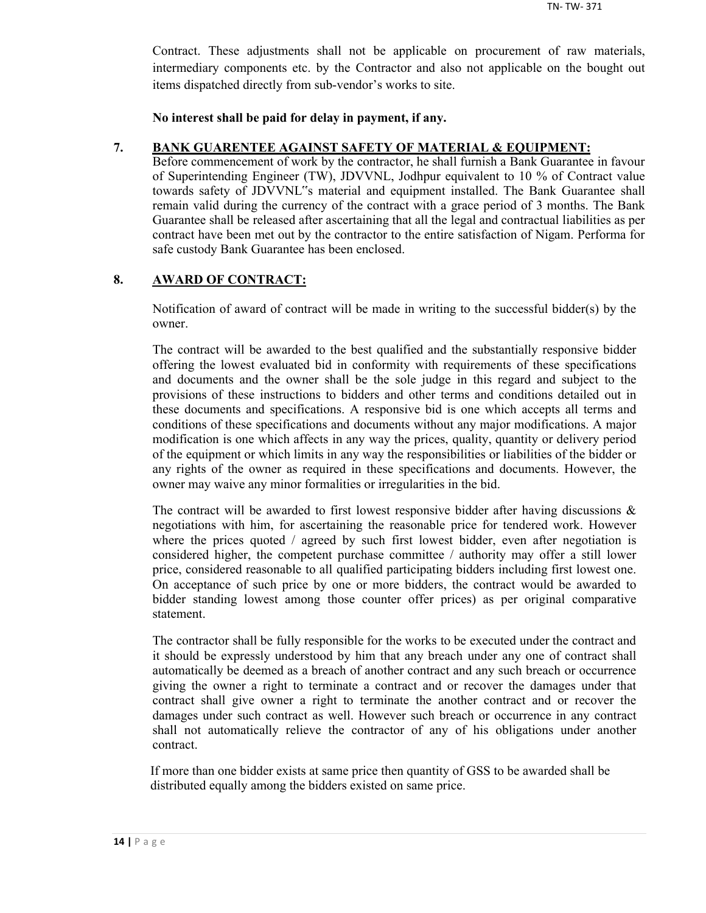Contract. These adjustments shall not be applicable on procurement of raw materials, intermediary components etc. by the Contractor and also not applicable on the bought out items dispatched directly from sub-vendor's works to site.

**No interest shall be paid for delay in payment, if any.**

## 7. BANK GUARENTEE AGAINST SAFETY OF MATERIAL & EQUIPMENT:

Before commencement of work by the contractor, he shall furnish a Bank Guarantee in favour of Superintending Engineer (TW), JDVVNL, Jodhpur equivalent to 10 % of Contract value towards safety of JDVVNL"s material and equipment installed. The Bank Guarantee shall remain valid during the currency of the contract with a grace period of 3 months. The Bank Guarantee shall be released after ascertaining that all the legal and contractual liabilities as per contract have been met out by the contractor to the entire satisfaction of Nigam. Performa for safe custody Bank Guarantee has been enclosed.

## 8. AWARD OF CONTRACT:

Notification of award of contract will be made in writing to the successful bidder(s) by the owner.

The contract will be awarded to the best qualified and the substantially responsive bidder offering the lowest evaluated bid in conformity with requirements of these specifications and documents and the owner shall be the sole judge in this regard and subject to the provisions of these instructions to bidders and other terms and conditions detailed out in these documents and specifications. A responsive bid is one which accepts all terms and conditions of these specifications and documents without any major modifications. A major modification is one which affects in any way the prices, quality, quantity or delivery period of the equipment or which limits in any way the responsibilities or liabilities of the bidder or any rights of the owner as required in these specifications and documents. However, the owner may waive any minor formalities or irregularities in the bid.

The contract will be awarded to first lowest responsive bidder after having discussions & negotiations with him, for ascertaining the reasonable price for tendered work. However where the prices quoted / agreed by such first lowest bidder, even after negotiation is considered higher, the competent purchase committee / authority may offer a still lower price, considered reasonable to all qualified participating bidders including first lowest one. On acceptance of such price by one or more bidders, the contract would be awarded to bidder standing lowest among those counter offer prices) as per original comparative statement.

The contractor shall be fully responsible for the works to be executed under the contract and it should be expressly understood by him that any breach under any one of contract shall automatically be deemed as a breach of another contract and any such breach or occurrence giving the owner a right to terminate a contract and or recover the damages under that contract shall give owner a right to terminate the another contract and or recover the damages under such contract as well. However such breach or occurrence in any contract shall not automatically relieve the contractor of any of his obligations under another contract.

If more than one bidder exists at same price then quantity of GSS to be awarded shall be distributed equally among the bidders existed on same price.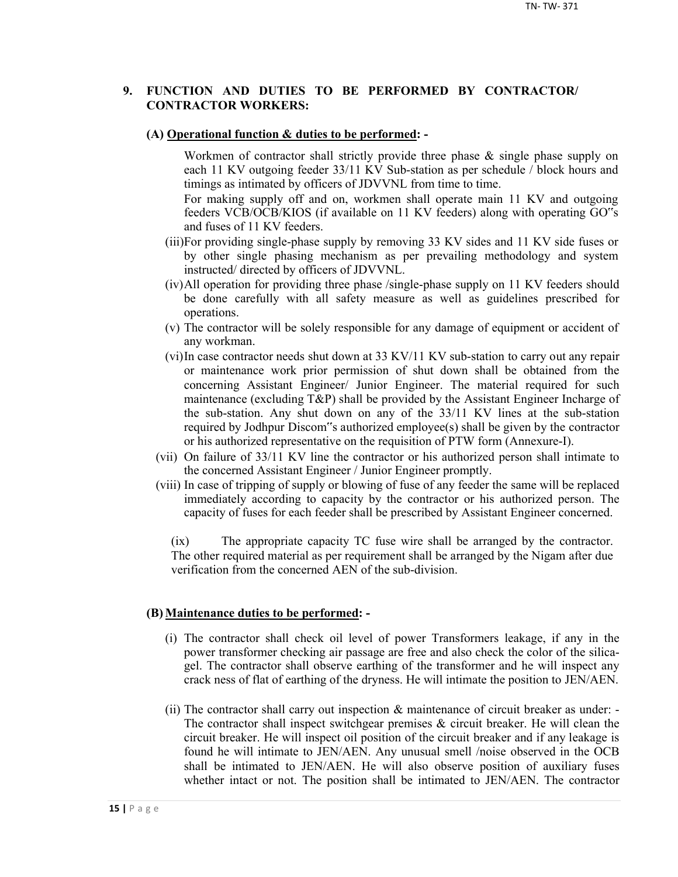## 9. FUNCTION AND DUTIES TO BE PERFORMED BY CONTRACTOR/ CONTRACTOR WORKERS:

### (A) Operational function & duties to be performed: -

Workmen of contractor shall strictly provide three phase & single phase supply on each 11 KV outgoing feeder 33/11 KV Sub-station as per schedule / block hours and timings as intimated by officers of JDVVNL from time to time.

For making supply off and on, workmen shall operate main 11 KV and outgoing feeders VCB/OCB/KIOS (if available on 11 KV feeders) along with operating GO‟s and fuses of 11 KV feeders.

(iii) For providing single-phase supply by removing 33 KV sides and 11 KV side fuses or by other single phasing mechanism as per prevailing methodology and system instructed/ directed by officers of JDVVNL.

(iv) All operation for providing three phase /single-phase supply on 11 KV feeders should be done carefully with all safety measure as well as guidelines prescribed for operations.

(v) The contractor will be solely responsible for any damage of equipment or accident of any workman.

(vi) In case contractor needs shut down at 33 KV/11 KV sub-station to carry out any repair or maintenance work prior permission of shut down shall be obtained from the concerning Assistant Engineer/ Junior Engineer. The material required for such maintenance (excluding T&P) shall be provided by the Assistant Engineer Incharge of the sub-station. Any shut down on any of the 33/11 KV lines at the sub-station required by Jodhpur Discom‟s authorized employee(s) shall be given by the contractor or his authorized representative on the requisition of PTW form (Annexure-I).

(vii) On failure of 33/11 KV line the contractor or his authorized person shall intimate to the concerned Assistant Engineer / Junior Engineer promptly.

(viii) In case of tripping of supply or blowing of fuse of any feeder the same will be replaced immediately according to capacity by the contractor or his authorized person. The capacity of fuses for each feeder shall be prescribed by Assistant Engineer concerned.

(ix) The appropriate capacity TC fuse wire shall be arranged by the contractor. The other required material as per requirement shall be arranged by the Nigam after due verification from the concerned AEN of the sub-division.

### (B) Maintenance duties to be performed: -

(i) The contractor shall check oil level of power Transformers leakage, if any in the power transformer checking air passage are free and also check the color of the silica-gel. The contractor shall observe earthing of the transformer and he will inspect any crack ness of flat of earthing of the dryness. He will intimate the position to JEN/AEN.

(ii) The contractor shall carry out inspection & maintenance of circuit breaker as under: - The contractor shall inspect switchgear premises & circuit breaker. He will clean the circuit breaker. He will inspect oil position of the circuit breaker and if any leakage is found he will intimate to JEN/AEN. Any unusual smell /noise observed in the OCB shall be intimated to JEN/AEN. He will also observe position of auxiliary fuses whether intact or not. The position shall be intimated to JEN/AEN. The contractor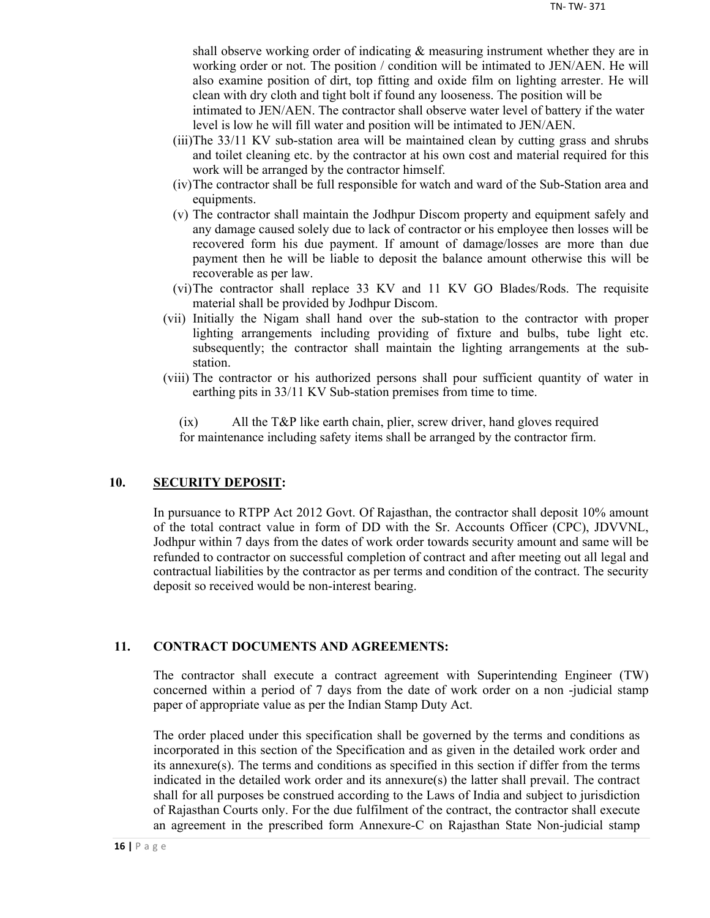shall observe working order of indicating & measuring instrument whether they are in working order or not. The position / condition will be intimated to JEN/AEN. He will also examine position of dirt, top fitting and oxide film on lighting arrester. He will clean with dry cloth and tight bolt if found any looseness. The position will be intimated to JEN/AEN. The contractor shall observe water level of battery if the water level is low he will fill water and position will be intimated to JEN/AEN.

(iii) The 33/11 KV sub-station area will be maintained clean by cutting grass and shrubs and toilet cleaning etc. by the contractor at his own cost and material required for this work will be arranged by the contractor himself.

(iv) The contractor shall be full responsible for watch and ward of the Sub-Station area and equipments.

(v) The contractor shall maintain the Jodhpur Discom property and equipment safely and any damage caused solely due to lack of contractor or his employee then losses will be recovered form his due payment. If amount of damage/losses are more than due payment then he will be liable to deposit the balance amount otherwise this will be recoverable as per law.

(vi) The contractor shall replace 33 KV and 11 KV GO Blades/Rods. The requisite material shall be provided by Jodhpur Discom.

(vii) Initially the Nigam shall hand over the sub-station to the contractor with proper lighting arrangements including providing of fixture and bulbs, tube light etc. subsequently; the contractor shall maintain the lighting arrangements at the sub-station.

(viii) The contractor or his authorized persons shall pour sufficient quantity of water in earthing pits in 33/11 KV Sub-station premises from time to time.

(ix) All the T&P like earth chain, plier, screw driver, hand gloves required for maintenance including safety items shall be arranged by the contractor firm.

## 10. SECURITY DEPOSIT:

In pursuance to RTPP Act 2012 Govt. Of Rajasthan, the contractor shall deposit 10% amount of the total contract value in form of DD with the Sr. Accounts Officer (CPC), JDVVNL, Jodhpur within 7 days from the dates of work order towards security amount and same will be refunded to contractor on successful completion of contract and after meeting out all legal and contractual liabilities by the contractor as per terms and condition of the contract. The security deposit so received would be non-interest bearing.

## 11. CONTRACT DOCUMENTS AND AGREEMENTS:

The contractor shall execute a contract agreement with Superintending Engineer (TW) concerned within a period of 7 days from the date of work order on a non -judicial stamp paper of appropriate value as per the Indian Stamp Duty Act.

The order placed under this specification shall be governed by the terms and conditions as incorporated in this section of the Specification and as given in the detailed work order and its annexure(s). The terms and conditions as specified in this section if differ from the terms indicated in the detailed work order and its annexure(s) the latter shall prevail. The contract shall for all purposes be construed according to the Laws of India and subject to jurisdiction of Rajasthan Courts only. For the due fulfilment of the contract, the contractor shall execute an agreement in the prescribed form Annexure-C on Rajasthan State Non-judicial stamp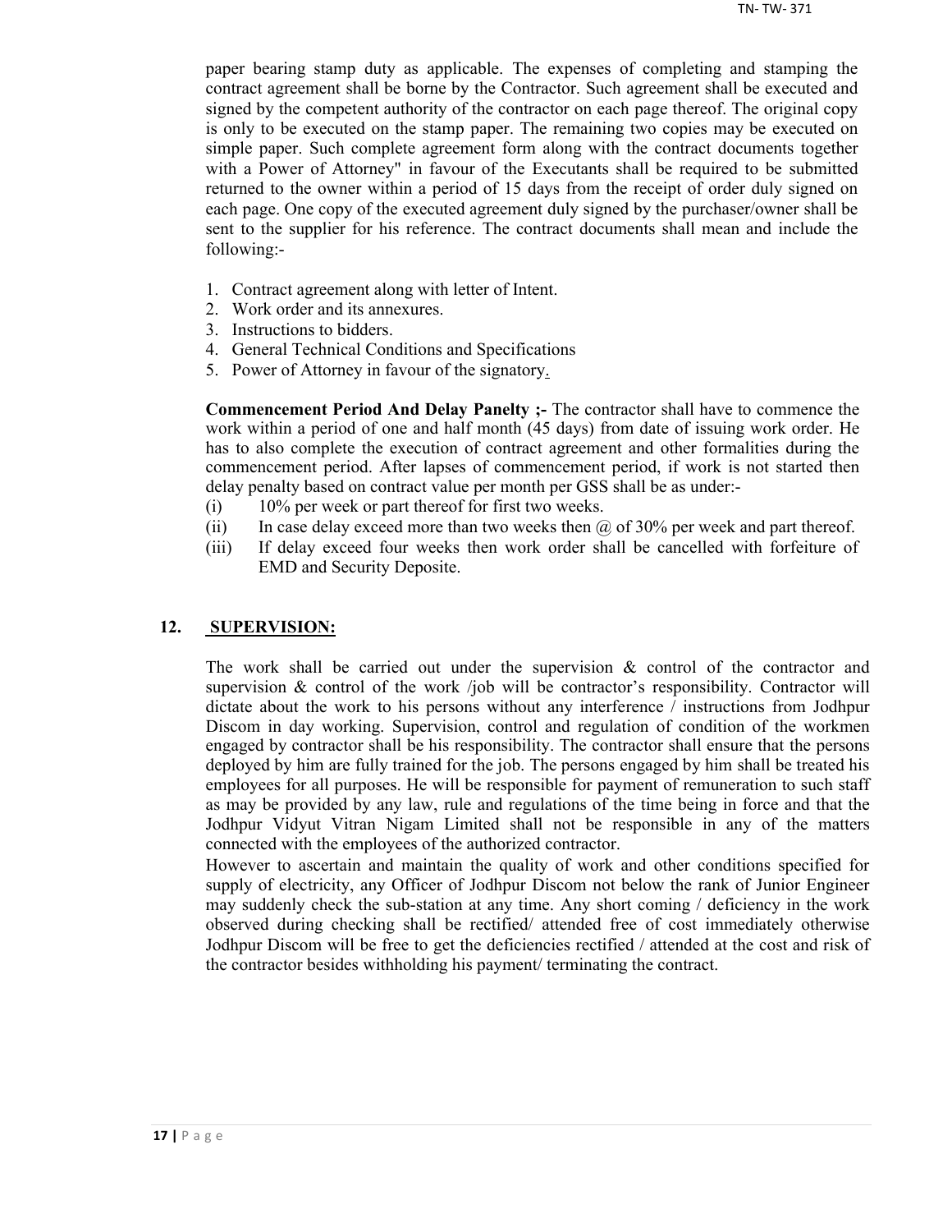paper bearing stamp duty as applicable. The expenses of completing and stamping the contract agreement shall be borne by the Contractor. Such agreement shall be executed and signed by the competent authority of the contractor on each page thereof. The original copy is only to be executed on the stamp paper. The remaining two copies may be executed on simple paper. Such complete agreement form along with the contract documents together with a Power of Attorney" in favour of the Executants shall be required to be submitted returned to the owner within a period of 15 days from the receipt of order duly signed on each page. One copy of the executed agreement duly signed by the purchaser/owner shall be sent to the supplier for his reference. The contract documents shall mean and include the following:-

1. Contract agreement along with letter of Intent.
2. Work order and its annexures.
3. Instructions to bidders.
4. General Technical Conditions and Specifications
5. Power of Attorney in favour of the signatory.

**Commencement Period And Delay Panelty ;-** The contractor shall have to commence the work within a period of one and half month (45 days) from date of issuing work order. He has to also complete the execution of contract agreement and other formalities during the commencement period. After lapses of commencement period, if work is not started then delay penalty based on contract value per month per GSS shall be as under:-

(i) 10% per week or part thereof for first two weeks.

(ii) In case delay exceed more than two weeks then @ of 30% per week and part thereof.

(iii) If delay exceed four weeks then work order shall be cancelled with forfeiture of EMD and Security Deposite.

## 12. SUPERVISION:

The work shall be carried out under the supervision & control of the contractor and supervision & control of the work /job will be contractor's responsibility. Contractor will dictate about the work to his persons without any interference / instructions from Jodhpur Discom in day working. Supervision, control and regulation of condition of the workmen engaged by contractor shall be his responsibility. The contractor shall ensure that the persons deployed by him are fully trained for the job. The persons engaged by him shall be treated his employees for all purposes. He will be responsible for payment of remuneration to such staff as may be provided by any law, rule and regulations of the time being in force and that the Jodhpur Vidyut Vitran Nigam Limited shall not be responsible in any of the matters connected with the employees of the authorized contractor.

However to ascertain and maintain the quality of work and other conditions specified for supply of electricity, any Officer of Jodhpur Discom not below the rank of Junior Engineer may suddenly check the sub-station at any time. Any short coming / deficiency in the work observed during checking shall be rectified/ attended free of cost immediately otherwise Jodhpur Discom will be free to get the deficiencies rectified / attended at the cost and risk of the contractor besides withholding his payment/ terminating the contract.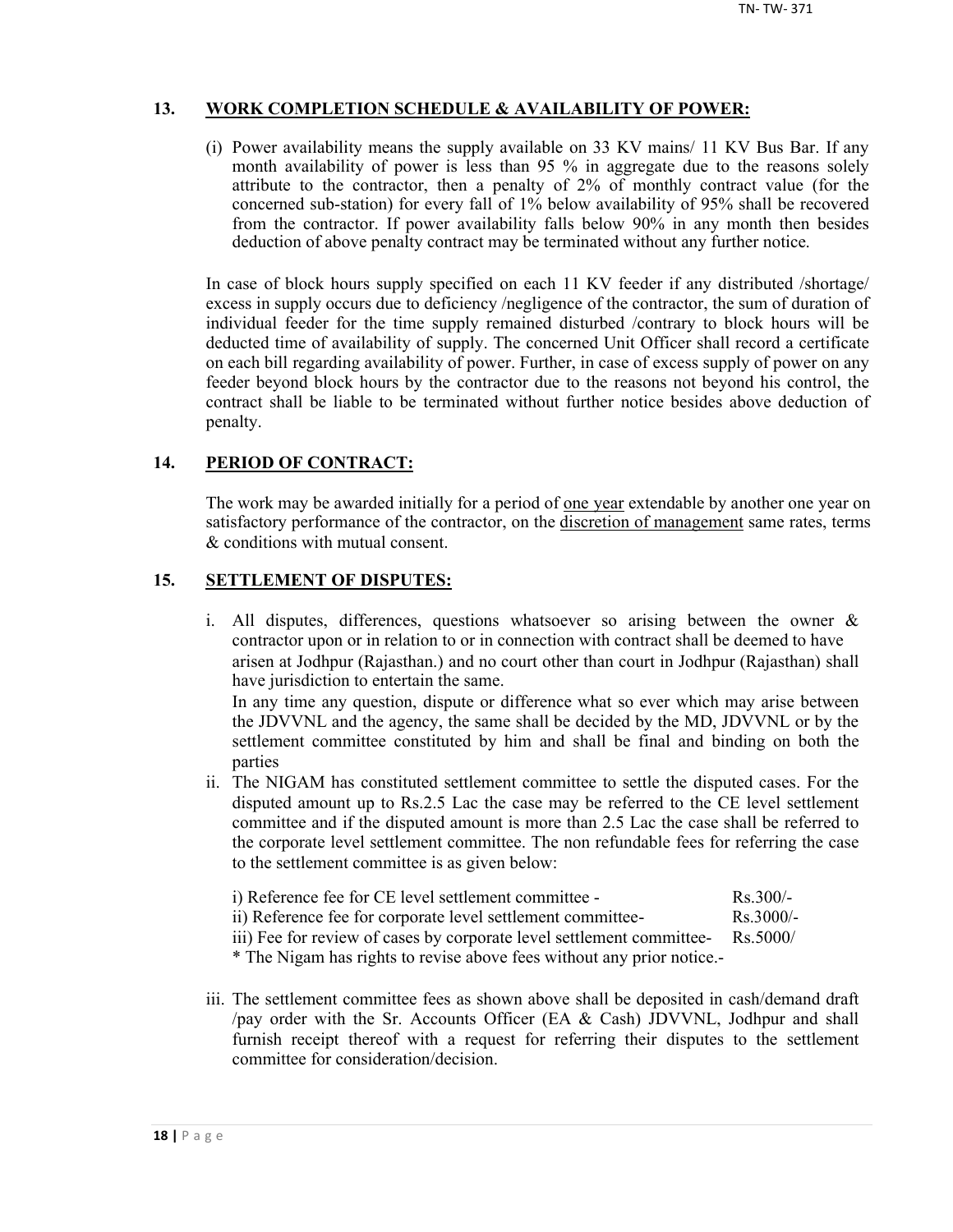## 13. <u>WORK COMPLETION SCHEDULE & AVAILABILITY OF POWER:</u>

(i) Power availability means the supply available on 33 KV mains/ 11 KV Bus Bar. If any month availability of power is less than 95 % in aggregate due to the reasons solely attribute to the contractor, then a penalty of 2% of monthly contract value (for the concerned sub-station) for every fall of 1% below availability of 95% shall be recovered from the contractor. If power availability falls below 90% in any month then besides deduction of above penalty contract may be terminated without any further notice.

In case of block hours supply specified on each 11 KV feeder if any distributed /shortage/ excess in supply occurs due to deficiency /negligence of the contractor, the sum of duration of individual feeder for the time supply remained disturbed /contrary to block hours will be deducted time of availability of supply. The concerned Unit Officer shall record a certificate on each bill regarding availability of power. Further, in case of excess supply of power on any feeder beyond block hours by the contractor due to the reasons not beyond his control, the contract shall be liable to be terminated without further notice besides above deduction of penalty.

## 14. <u>PERIOD OF CONTRACT:</u>

The work may be awarded initially for a period of <u>one year</u> extendable by another one year on satisfactory performance of the contractor, on the <u>discretion of management</u> same rates, terms & conditions with mutual consent.

## 15. <u>SETTLEMENT OF DISPUTES:</u>

i. All disputes, differences, questions whatsoever so arising between the owner & contractor upon or in relation to or in connection with contract shall be deemed to have arisen at Jodhpur (Rajasthan.) and no court other than court in Jodhpur (Rajasthan) shall have jurisdiction to entertain the same.
   In any time any question, dispute or difference what so ever which may arise between the JDVVNL and the agency, the same shall be decided by the MD, JDVVNL or by the settlement committee constituted by him and shall be final and binding on both the parties

ii. The NIGAM has constituted settlement committee to settle the disputed cases. For the disputed amount up to Rs.2.5 Lac the case may be referred to the CE level settlement committee and if the disputed amount is more than 2.5 Lac the case shall be referred to the corporate level settlement committee. The non refundable fees for referring the case to the settlement committee is as given below:

| | |
|---|---|
| i) Reference fee for CE level settlement committee - | Rs.300/- |
| ii) Reference fee for corporate level settlement committee- | Rs.3000/- |
| iii) Fee for review of cases by corporate level settlement committee- | Rs.5000/ |

* The Nigam has rights to revise above fees without any prior notice.-

iii. The settlement committee fees as shown above shall be deposited in cash/demand draft /pay order with the Sr. Accounts Officer (EA & Cash) JDVVNL, Jodhpur and shall furnish receipt thereof with a request for referring their disputes to the settlement committee for consideration/decision.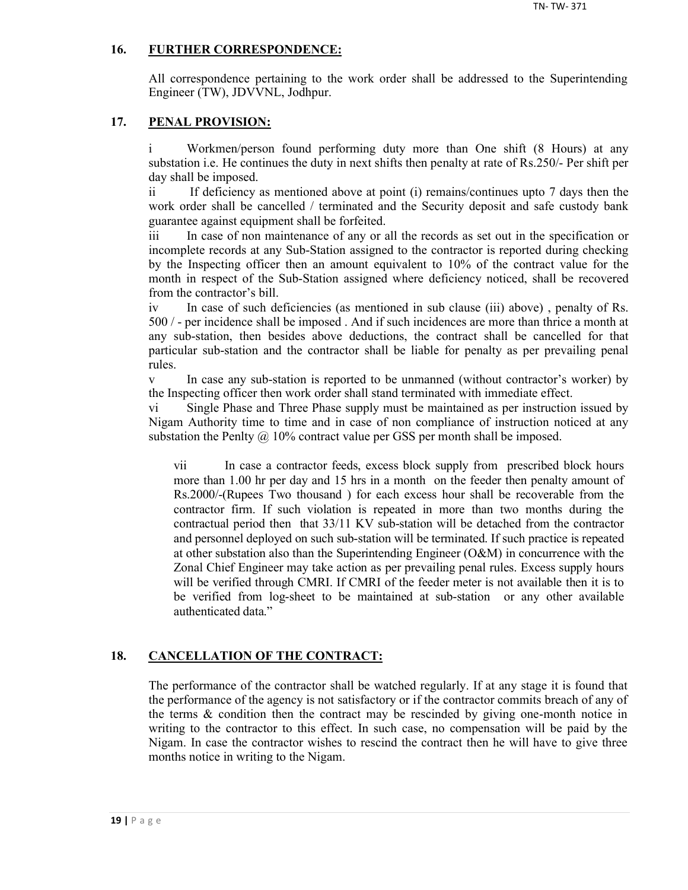## 16. FURTHER CORRESPONDENCE:

All correspondence pertaining to the work order shall be addressed to the Superintending Engineer (TW), JDVVNL, Jodhpur.

## 17. PENAL PROVISION:

i Workmen/person found performing duty more than One shift (8 Hours) at any substation i.e. He continues the duty in next shifts then penalty at rate of Rs.250/- Per shift per day shall be imposed.

ii If deficiency as mentioned above at point (i) remains/continues upto 7 days then the work order shall be cancelled / terminated and the Security deposit and safe custody bank guarantee against equipment shall be forfeited.

iii In case of non maintenance of any or all the records as set out in the specification or incomplete records at any Sub-Station assigned to the contractor is reported during checking by the Inspecting officer then an amount equivalent to 10% of the contract value for the month in respect of the Sub-Station assigned where deficiency noticed, shall be recovered from the contractor's bill.

iv In case of such deficiencies (as mentioned in sub clause (iii) above) , penalty of Rs. 500 / - per incidence shall be imposed . And if such incidences are more than thrice a month at any sub-station, then besides above deductions, the contract shall be cancelled for that particular sub-station and the contractor shall be liable for penalty as per prevailing penal rules.

v In case any sub-station is reported to be unmanned (without contractor's worker) by the Inspecting officer then work order shall stand terminated with immediate effect.

vi Single Phase and Three Phase supply must be maintained as per instruction issued by Nigam Authority time to time and in case of non compliance of instruction noticed at any substation the Penlty @ 10% contract value per GSS per month shall be imposed.

vii In case a contractor feeds, excess block supply from prescribed block hours more than 1.00 hr per day and 15 hrs in a month on the feeder then penalty amount of Rs.2000/-(Rupees Two thousand ) for each excess hour shall be recoverable from the contractor firm. If such violation is repeated in more than two months during the contractual period then that 33/11 KV sub-station will be detached from the contractor and personnel deployed on such sub-station will be terminated. If such practice is repeated at other substation also than the Superintending Engineer (O&M) in concurrence with the Zonal Chief Engineer may take action as per prevailing penal rules. Excess supply hours will be verified through CMRI. If CMRI of the feeder meter is not available then it is to be verified from log-sheet to be maintained at sub-station or any other available authenticated data."

## 18. CANCELLATION OF THE CONTRACT:

The performance of the contractor shall be watched regularly. If at any stage it is found that the performance of the agency is not satisfactory or if the contractor commits breach of any of the terms & condition then the contract may be rescinded by giving one-month notice in writing to the contractor to this effect. In such case, no compensation will be paid by the Nigam. In case the contractor wishes to rescind the contract then he will have to give three months notice in writing to the Nigam.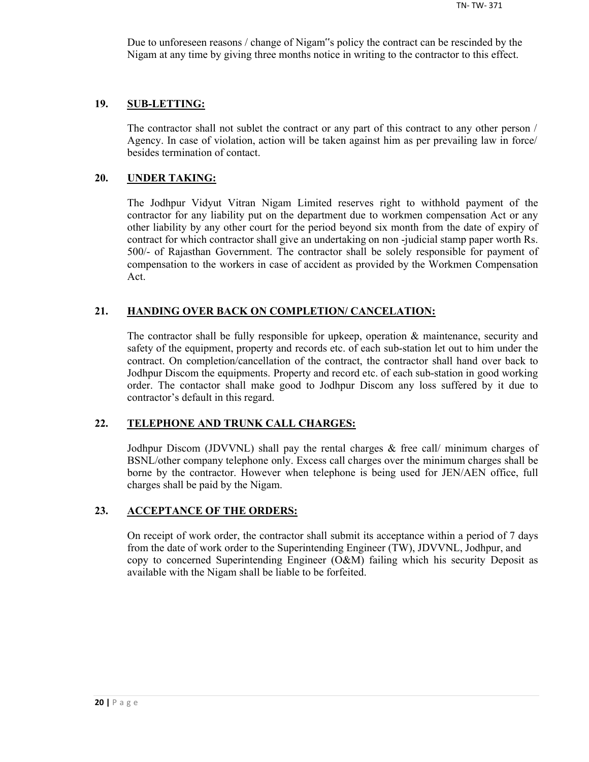Due to unforeseen reasons / change of Nigam‟s policy the contract can be rescinded by the Nigam at any time by giving three months notice in writing to the contractor to this effect.

## 19. SUB-LETTING:

The contractor shall not sublet the contract or any part of this contract to any other person / Agency. In case of violation, action will be taken against him as per prevailing law in force/ besides termination of contact.

## 20. UNDER TAKING:

The Jodhpur Vidyut Vitran Nigam Limited reserves right to withhold payment of the contractor for any liability put on the department due to workmen compensation Act or any other liability by any other court for the period beyond six month from the date of expiry of contract for which contractor shall give an undertaking on non -judicial stamp paper worth Rs. 500/- of Rajasthan Government. The contractor shall be solely responsible for payment of compensation to the workers in case of accident as provided by the Workmen Compensation Act.

## 21. HANDING OVER BACK ON COMPLETION/ CANCELATION:

The contractor shall be fully responsible for upkeep, operation & maintenance, security and safety of the equipment, property and records etc. of each sub-station let out to him under the contract. On completion/cancellation of the contract, the contractor shall hand over back to Jodhpur Discom the equipments. Property and record etc. of each sub-station in good working order. The contactor shall make good to Jodhpur Discom any loss suffered by it due to contractor's default in this regard.

## 22. TELEPHONE AND TRUNK CALL CHARGES:

Jodhpur Discom (JDVVNL) shall pay the rental charges & free call/ minimum charges of BSNL/other company telephone only. Excess call charges over the minimum charges shall be borne by the contractor. However when telephone is being used for JEN/AEN office, full charges shall be paid by the Nigam.

## 23. ACCEPTANCE OF THE ORDERS:

On receipt of work order, the contractor shall submit its acceptance within a period of 7 days from the date of work order to the Superintending Engineer (TW), JDVVNL, Jodhpur, and copy to concerned Superintending Engineer (O&M) failing which his security Deposit as available with the Nigam shall be liable to be forfeited.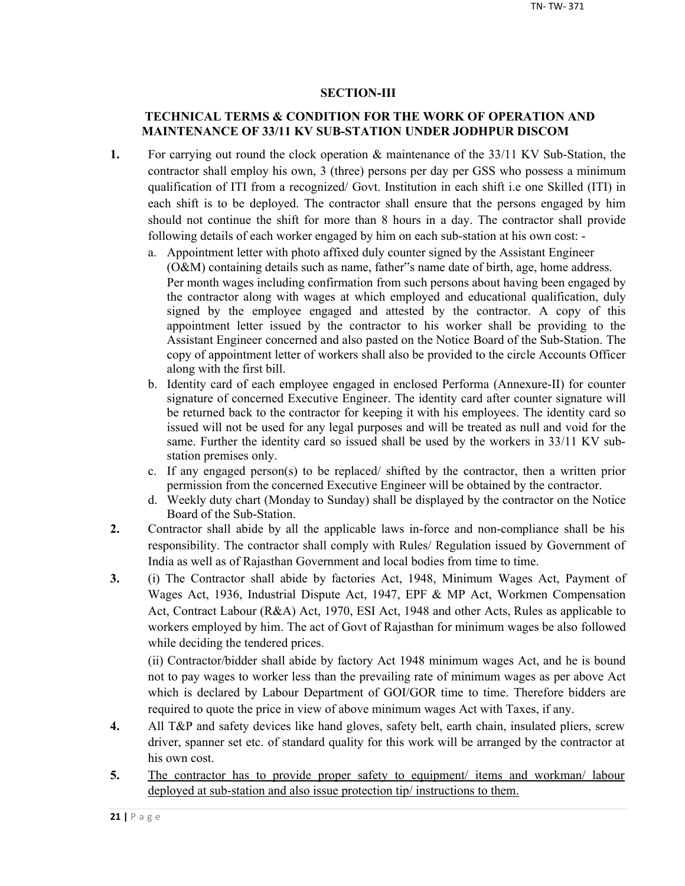## SECTION-III

### TECHNICAL TERMS & CONDITION FOR THE WORK OF OPERATION AND MAINTENANCE OF 33/11 KV SUB-STATION UNDER JODHPUR DISCOM

**1.** For carrying out round the clock operation & maintenance of the 33/11 KV Sub-Station, the contractor shall employ his own, 3 (three) persons per day per GSS who possess a minimum qualification of ITI from a recognized/ Govt. Institution in each shift i.e one Skilled (ITI) in each shift is to be deployed. The contractor shall ensure that the persons engaged by him should not continue the shift for more than 8 hours in a day. The contractor shall provide following details of each worker engaged by him on each sub-station at his own cost: -

a. Appointment letter with photo affixed duly counter signed by the Assistant Engineer (O&M) containing details such as name, father"s name date of birth, age, home address. Per month wages including confirmation from such persons about having been engaged by the contractor along with wages at which employed and educational qualification, duly signed by the employee engaged and attested by the contractor. A copy of this appointment letter issued by the contractor to his worker shall be providing to the Assistant Engineer concerned and also pasted on the Notice Board of the Sub-Station. The copy of appointment letter of workers shall also be provided to the circle Accounts Officer along with the first bill.

b. Identity card of each employee engaged in enclosed Performa (Annexure-II) for counter signature of concerned Executive Engineer. The identity card after counter signature will be returned back to the contractor for keeping it with his employees. The identity card so issued will not be used for any legal purposes and will be treated as null and void for the same. Further the identity card so issued shall be used by the workers in 33/11 KV sub-station premises only.

c. If any engaged person(s) to be replaced/ shifted by the contractor, then a written prior permission from the concerned Executive Engineer will be obtained by the contractor.

d. Weekly duty chart (Monday to Sunday) shall be displayed by the contractor on the Notice Board of the Sub-Station.

**2.** Contractor shall abide by all the applicable laws in-force and non-compliance shall be his responsibility. The contractor shall comply with Rules/ Regulation issued by Government of India as well as of Rajasthan Government and local bodies from time to time.

**3.** (i) The Contractor shall abide by factories Act, 1948, Minimum Wages Act, Payment of Wages Act, 1936, Industrial Dispute Act, 1947, EPF & MP Act, Workmen Compensation Act, Contract Labour (R&A) Act, 1970, ESI Act, 1948 and other Acts, Rules as applicable to workers employed by him. The act of Govt of Rajasthan for minimum wages be also followed while deciding the tendered prices.

(ii) Contractor/bidder shall abide by factory Act 1948 minimum wages Act, and he is bound not to pay wages to worker less than the prevailing rate of minimum wages as per above Act which is declared by Labour Department of GOI/GOR time to time. Therefore bidders are required to quote the price in view of above minimum wages Act with Taxes, if any.

**4.** All T&P and safety devices like hand gloves, safety belt, earth chain, insulated pliers, screw driver, spanner set etc. of standard quality for this work will be arranged by the contractor at his own cost.

**5.** <u>The contractor has to provide proper safety to equipment/ items and workman/ labour deployed at sub-station and also issue protection tip/ instructions to them.</u>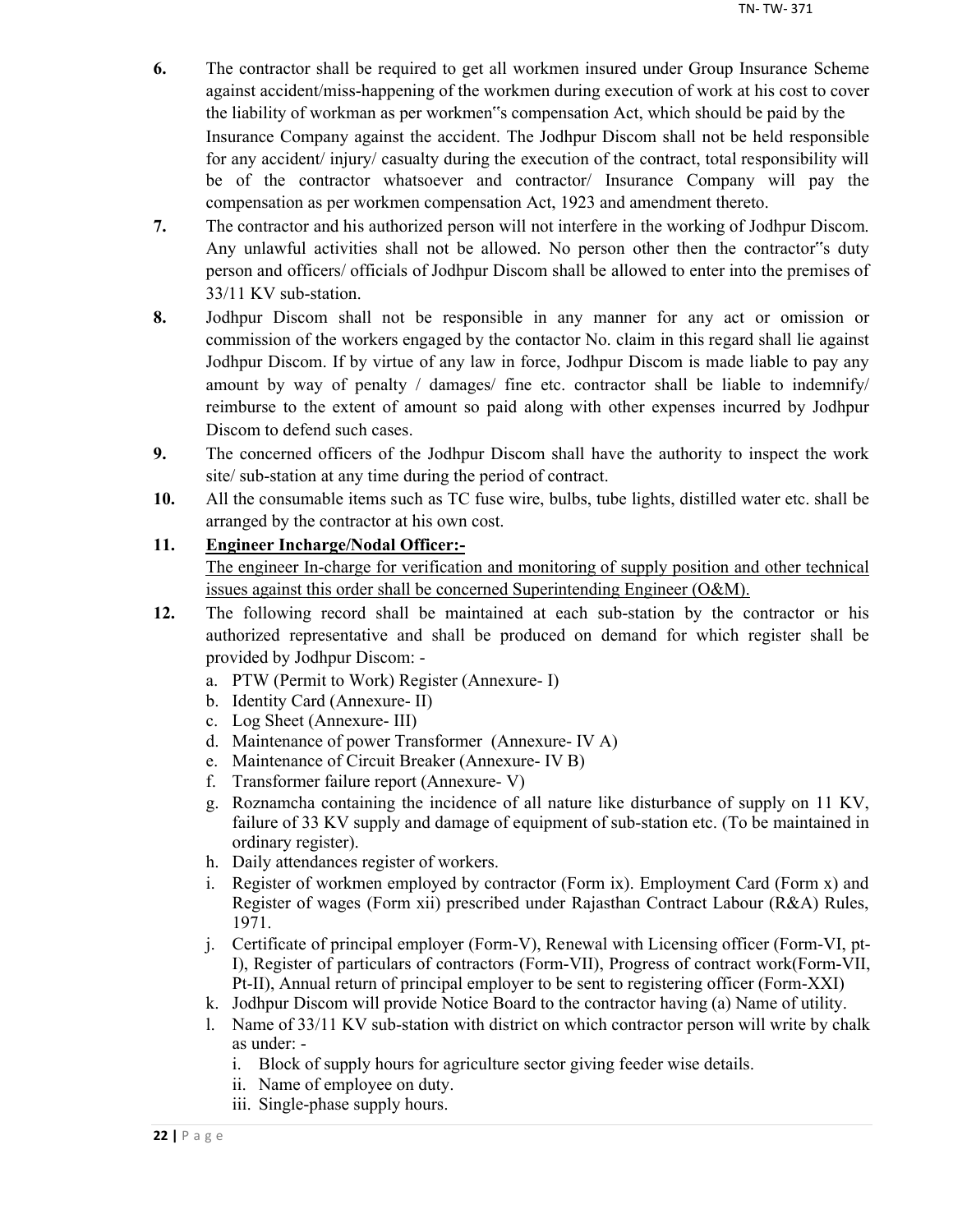6. The contractor shall be required to get all workmen insured under Group Insurance Scheme against accident/miss-happening of the workmen during execution of work at his cost to cover the liability of workman as per workmen"s compensation Act, which should be paid by the Insurance Company against the accident. The Jodhpur Discom shall not be held responsible for any accident/ injury/ casualty during the execution of the contract, total responsibility will be of the contractor whatsoever and contractor/ Insurance Company will pay the compensation as per workmen compensation Act, 1923 and amendment thereto.
7. The contractor and his authorized person will not interfere in the working of Jodhpur Discom. Any unlawful activities shall not be allowed. No person other then the contractor"s duty person and officers/ officials of Jodhpur Discom shall be allowed to enter into the premises of 33/11 KV sub-station.
8. Jodhpur Discom shall not be responsible in any manner for any act or omission or commission of the workers engaged by the contactor No. claim in this regard shall lie against Jodhpur Discom. If by virtue of any law in force, Jodhpur Discom is made liable to pay any amount by way of penalty / damages/ fine etc. contractor shall be liable to indemnify/ reimburse to the extent of amount so paid along with other expenses incurred by Jodhpur Discom to defend such cases.
9. The concerned officers of the Jodhpur Discom shall have the authority to inspect the work site/ sub-station at any time during the period of contract.
10. All the consumable items such as TC fuse wire, bulbs, tube lights, distilled water etc. shall be arranged by the contractor at his own cost.
11. **Engineer Incharge/Nodal Officer:-**
    The engineer In-charge for verification and monitoring of supply position and other technical issues against this order shall be concerned Superintending Engineer (O&M).
12. The following record shall be maintained at each sub-station by the contractor or his authorized representative and shall be produced on demand for which register shall be provided by Jodhpur Discom: -
    a. PTW (Permit to Work) Register (Annexure- I)
    b. Identity Card (Annexure- II)
    c. Log Sheet (Annexure- III)
    d. Maintenance of power Transformer (Annexure- IV A)
    e. Maintenance of Circuit Breaker (Annexure- IV B)
    f. Transformer failure report (Annexure- V)
    g. Roznamcha containing the incidence of all nature like disturbance of supply on 11 KV, failure of 33 KV supply and damage of equipment of sub-station etc. (To be maintained in ordinary register).
    h. Daily attendances register of workers.
    i. Register of workmen employed by contractor (Form ix). Employment Card (Form x) and Register of wages (Form xii) prescribed under Rajasthan Contract Labour (R&A) Rules, 1971.
    j. Certificate of principal employer (Form-V), Renewal with Licensing officer (Form-VI, pt-I), Register of particulars of contractors (Form-VII), Progress of contract work(Form-VII, Pt-II), Annual return of principal employer to be sent to registering officer (Form-XXI)
    k. Jodhpur Discom will provide Notice Board to the contractor having (a) Name of utility.
    l. Name of 33/11 KV sub-station with district on which contractor person will write by chalk as under: -
       i. Block of supply hours for agriculture sector giving feeder wise details.
       ii. Name of employee on duty.
       iii. Single-phase supply hours.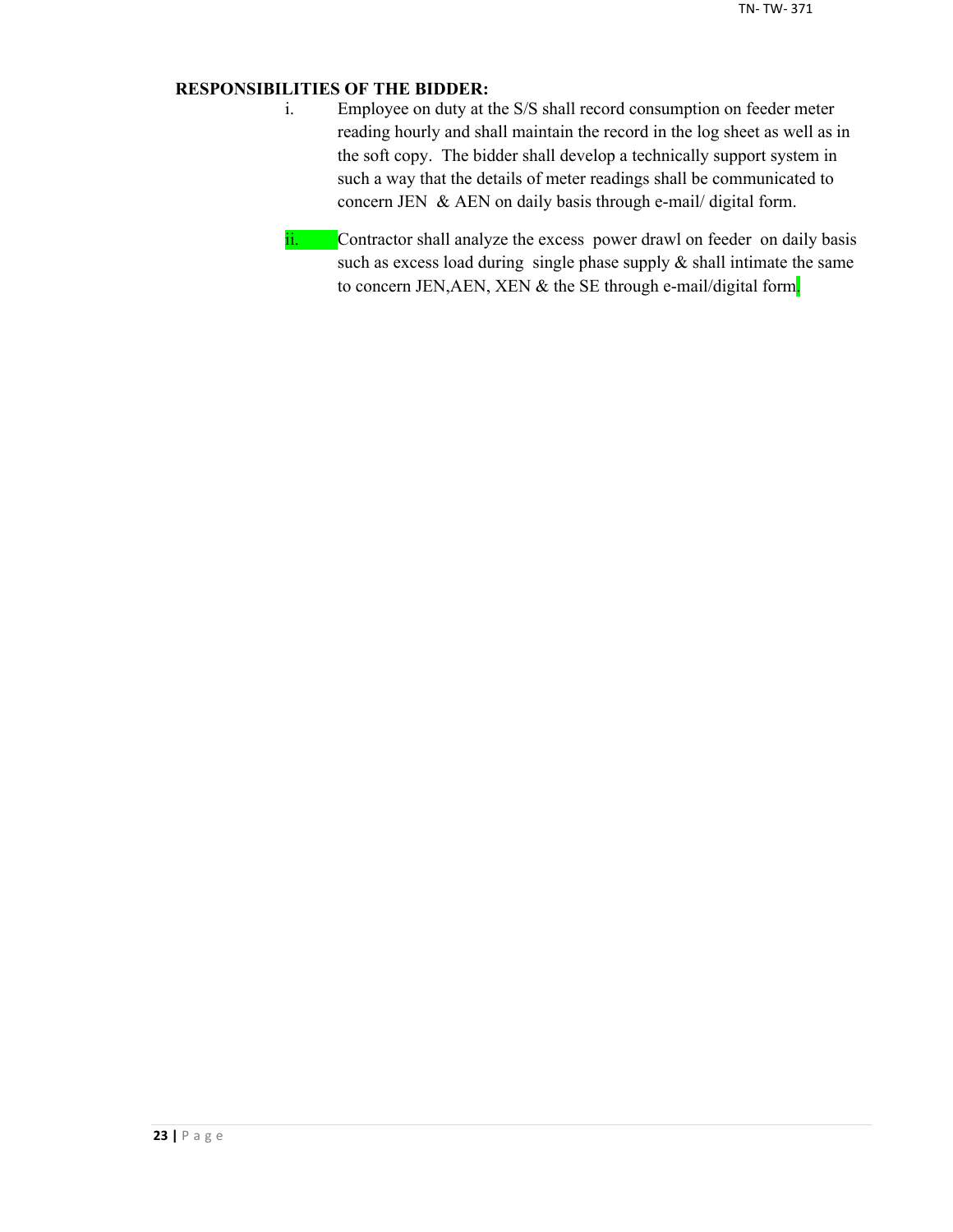**RESPONSIBILITIES OF THE BIDDER:**

i. Employee on duty at the S/S shall record consumption on feeder meter reading hourly and shall maintain the record in the log sheet as well as in the soft copy. The bidder shall develop a technically support system in such a way that the details of meter readings shall be communicated to concern JEN & AEN on daily basis through e-mail/ digital form.

ii. Contractor shall analyze the excess power drawl on feeder on daily basis such as excess load during single phase supply & shall intimate the same to concern JEN,AEN, XEN & the SE through e-mail/digital form.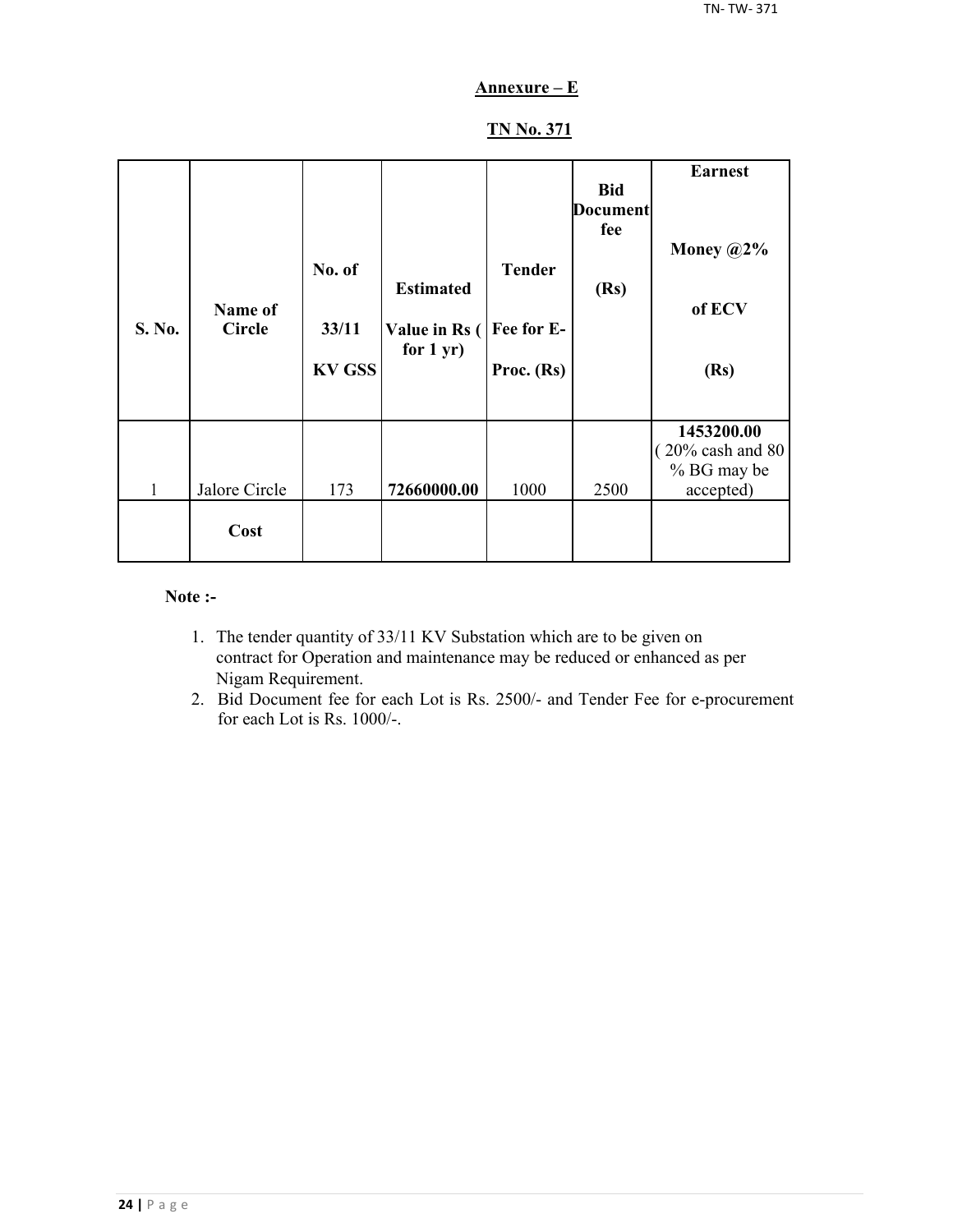## Annexure – E

## TN No. 371

| S. No. | Name of Circle | No. of 33/11 KV GSS | Estimated Value in Rs ( for 1 yr) | Tender Fee for E-Proc. (Rs) | Bid Document fee (Rs) | Earnest Money @2% of ECV (Rs) |
|---|---|---|---|---|---|---|
| 1 | Jalore Circle | 173 | **72660000.00** | 1000 | 2500 | **1453200.00** ( 20% cash and 80 % BG may be accepted) |
| | **Cost** | | | | | |

**Note :-**

1. The tender quantity of 33/11 KV Substation which are to be given on contract for Operation and maintenance may be reduced or enhanced as per Nigam Requirement.
2. Bid Document fee for each Lot is Rs. 2500/- and Tender Fee for e-procurement for each Lot is Rs. 1000/-.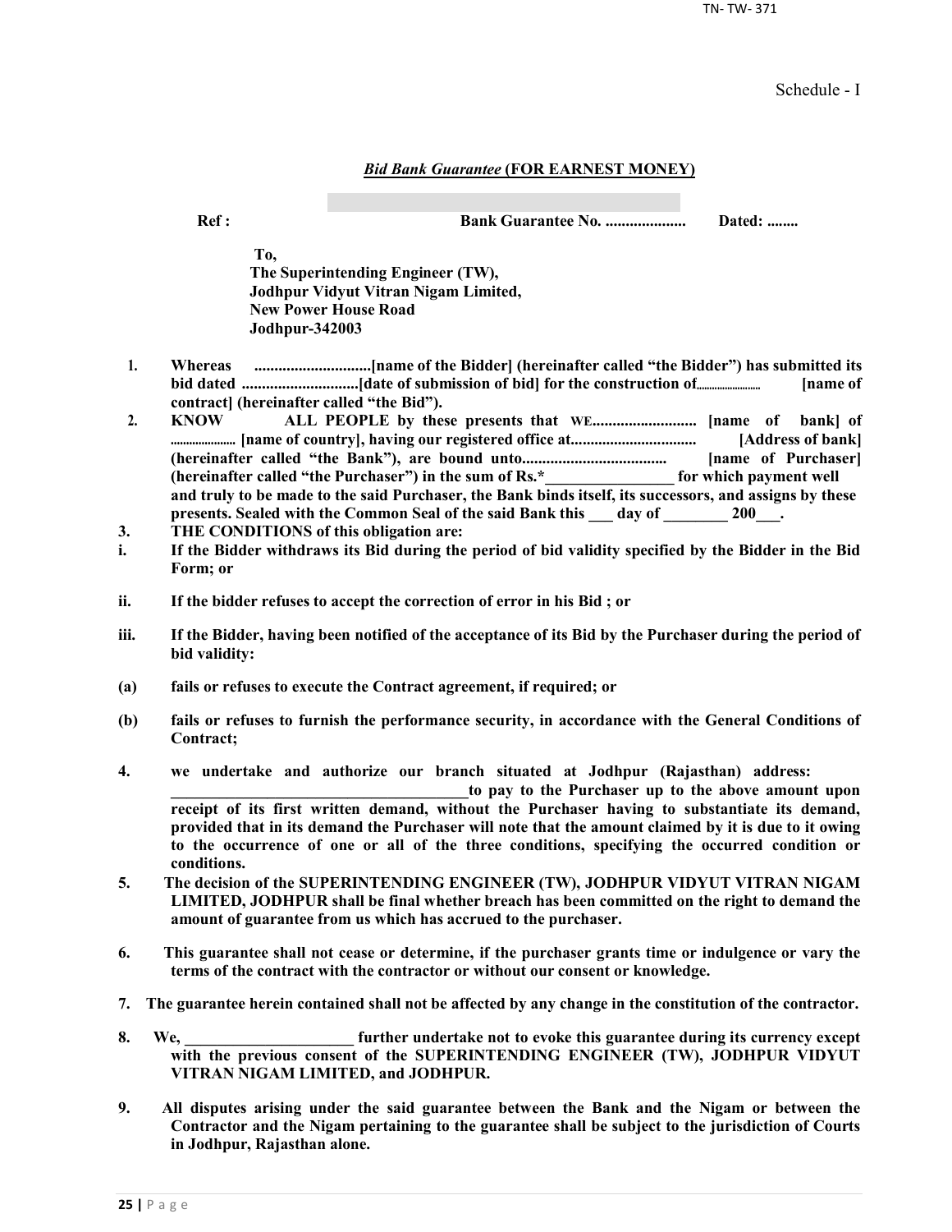Schedule - I

## *Bid Bank Guarantee* (FOR EARNEST MONEY)

**Ref :** **Bank Guarantee No. ....................** **Dated: ........**

**To,**
**The Superintending Engineer (TW),**
**Jodhpur Vidyut Vitran Nigam Limited,**
**New Power House Road**
**Jodhpur-342003**

1. **Whereas .............................[name of the Bidder] (hereinafter called "the Bidder") has submitted its bid dated .............................[date of submission of bid] for the construction of........................ [name of contract] (hereinafter called "the Bid").**
2. **KNOW ALL PEOPLE by these presents that WE.......................... [name of bank] of ..................... [name of country], having our registered office at............................... [Address of bank] (hereinafter called "the Bank"), are bound unto.................................... [name of Purchaser] (hereinafter called "the Purchaser") in the sum of Rs.*________________ for which payment well and truly to be made to the said Purchaser, the Bank binds itself, its successors, and assigns by these presents. Sealed with the Common Seal of the said Bank this ___ day of ________ 200___.**
3. **THE CONDITIONS of this obligation are:**

**i.** **If the Bidder withdraws its Bid during the period of bid validity specified by the Bidder in the Bid Form; or**

**ii.** **If the bidder refuses to accept the correction of error in his Bid ; or**

**iii.** **If the Bidder, having been notified of the acceptance of its Bid by the Purchaser during the period of bid validity:**

**(a)** **fails or refuses to execute the Contract agreement, if required; or**

**(b)** **fails or refuses to furnish the performance security, in accordance with the General Conditions of Contract;**

4. **we undertake and authorize our branch situated at Jodhpur (Rajasthan) address: ______________________________________to pay to the Purchaser up to the above amount upon receipt of its first written demand, without the Purchaser having to substantiate its demand, provided that in its demand the Purchaser will note that the amount claimed by it is due to it owing to the occurrence of one or all of the three conditions, specifying the occurred condition or conditions.**
5. **The decision of the SUPERINTENDING ENGINEER (TW), JODHPUR VIDYUT VITRAN NIGAM LIMITED, JODHPUR shall be final whether breach has been committed on the right to demand the amount of guarantee from us which has accrued to the purchaser.**
6. **This guarantee shall not cease or determine, if the purchaser grants time or indulgence or vary the terms of the contract with the contractor or without our consent or knowledge.**
7. **The guarantee herein contained shall not be affected by any change in the constitution of the contractor.**
8. **We, _____________________ further undertake not to evoke this guarantee during its currency except with the previous consent of the SUPERINTENDING ENGINEER (TW), JODHPUR VIDYUT VITRAN NIGAM LIMITED, and JODHPUR.**
9. **All disputes arising under the said guarantee between the Bank and the Nigam or between the Contractor and the Nigam pertaining to the guarantee shall be subject to the jurisdiction of Courts in Jodhpur, Rajasthan alone.**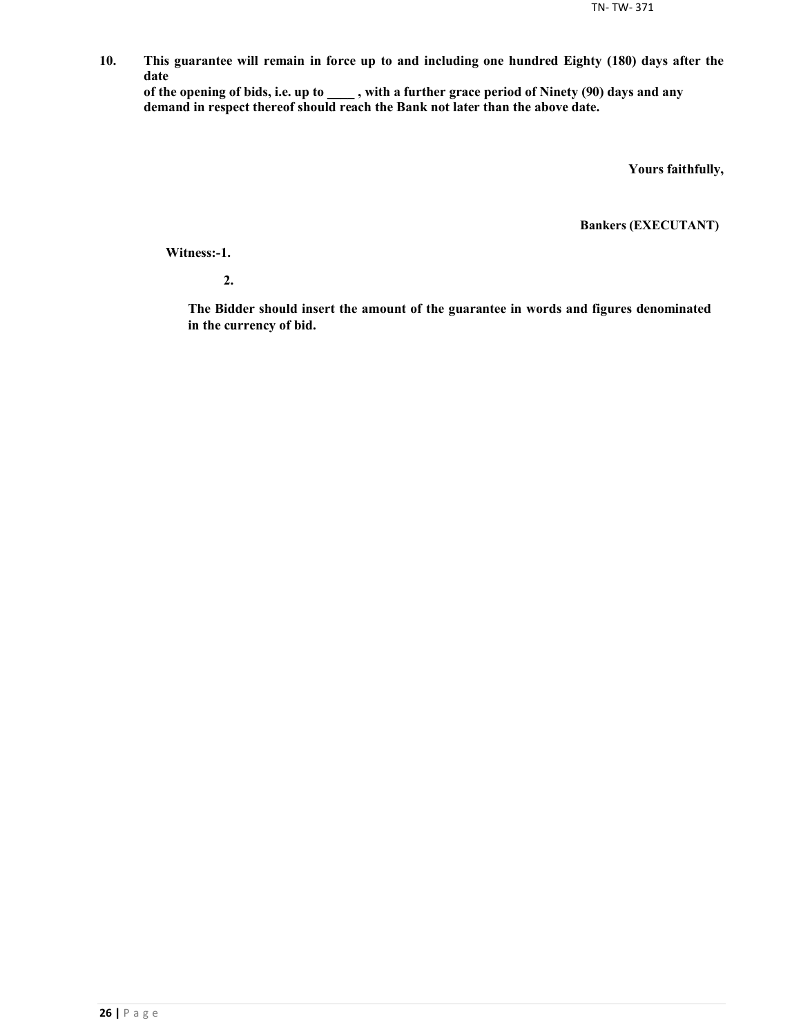**10. This guarantee will remain in force up to and including one hundred Eighty (180) days after the date of the opening of bids, i.e. up to ____ , with a further grace period of Ninety (90) days and any demand in respect thereof should reach the Bank not later than the above date.**

**Yours faithfully,**

**Bankers (EXECUTANT)**

**Witness:-1.**

**2.**

**The Bidder should insert the amount of the guarantee in words and figures denominated in the currency of bid.**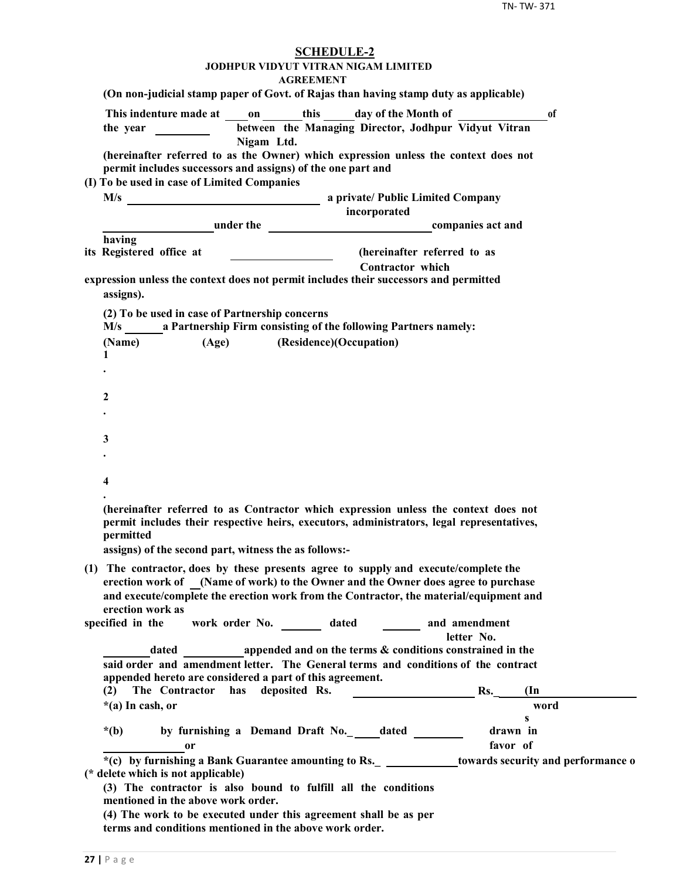## SCHEDULE-2

**JODHPUR VIDYUT VITRAN NIGAM LIMITED**

**AGREEMENT**

**(On non-judicial stamp paper of Govt. of Rajas than having stamp duty as applicable)**

**This indenture made at \_\_\_\_on \_\_\_\_\_\_\_this \_\_\_\_\_day of the Month of \_\_\_\_\_\_\_\_\_\_\_\_\_\_\_of the year \_\_\_\_\_\_\_\_\_ between the Managing Director, Jodhpur Vidyut Vitran Nigam Ltd.**

**(hereinafter referred to as the Owner) which expression unless the context does not permit includes successors and assigns) of the one part and**

**(I) To be used in case of Limited Companies**

**M/s \_\_\_\_\_\_\_\_\_\_\_\_\_\_\_\_\_\_\_\_\_\_\_\_\_\_\_\_\_\_\_\_\_\_ a private/ Public Limited Company incorporated \_\_\_\_\_\_\_\_\_\_\_\_\_\_\_\_\_\_\_under the \_\_\_\_\_\_\_\_\_\_\_\_\_\_\_\_\_\_\_\_\_\_\_\_\_\_\_\_companies act and having its Registered office at \_\_\_\_\_\_\_\_\_\_\_\_\_\_\_\_\_ (hereinafter referred to as Contractor which expression unless the context does not permit includes their successors and permitted assigns).**

**(2) To be used in case of Partnership concerns**

**M/s \_\_\_\_\_\_a Partnership Firm consisting of the following Partners namely:**

**(Name) (Age) (Residence)(Occupation)**

**1.**

**2.**

**3.**

**4.**

**(hereinafter referred to as Contractor which expression unless the context does not permit includes their respective heirs, executors, administrators, legal representatives, permitted assigns) of the second part, witness the as follows:-**

**(1) The contractor, does by these presents agree to supply and execute/complete the erection work of \_\_(Name of work) to the Owner and the Owner does agree to purchase and execute/complete the erection work from the Contractor, the material/equipment and erection work as specified in the work order No. \_\_\_\_\_\_\_ dated \_\_\_\_\_\_\_ and amendment letter No. \_\_\_\_\_\_\_\_dated \_\_\_\_\_\_\_\_\_\_appended and on the terms & conditions constrained in the said order and amendment letter. The General terms and conditions of the contract appended hereto are considered a part of this agreement.**

**(2) The Contractor has deposited Rs. \_\_\_\_\_\_\_\_\_\_\_\_\_\_\_\_\_\_\_\_ Rs.\_\_\_\_\_(In words**

**\*(a) In cash, or**

**\*(b) by furnishing a Demand Draft No.\_\_\_\_\_dated \_\_\_\_\_\_\_\_\_ drawn in favor of \_\_\_\_\_\_\_\_\_\_\_\_\_\_or**

**\*(c) by furnishing a Bank Guarantee amounting to Rs.\_ \_\_\_\_\_\_\_\_\_\_\_\_\_towards security and performance o**

**(\* delete which is not applicable)**

**(3) The contractor is also bound to fulfill all the conditions mentioned in the above work order.**

**(4) The work to be executed under this agreement shall be as per terms and conditions mentioned in the above work order.**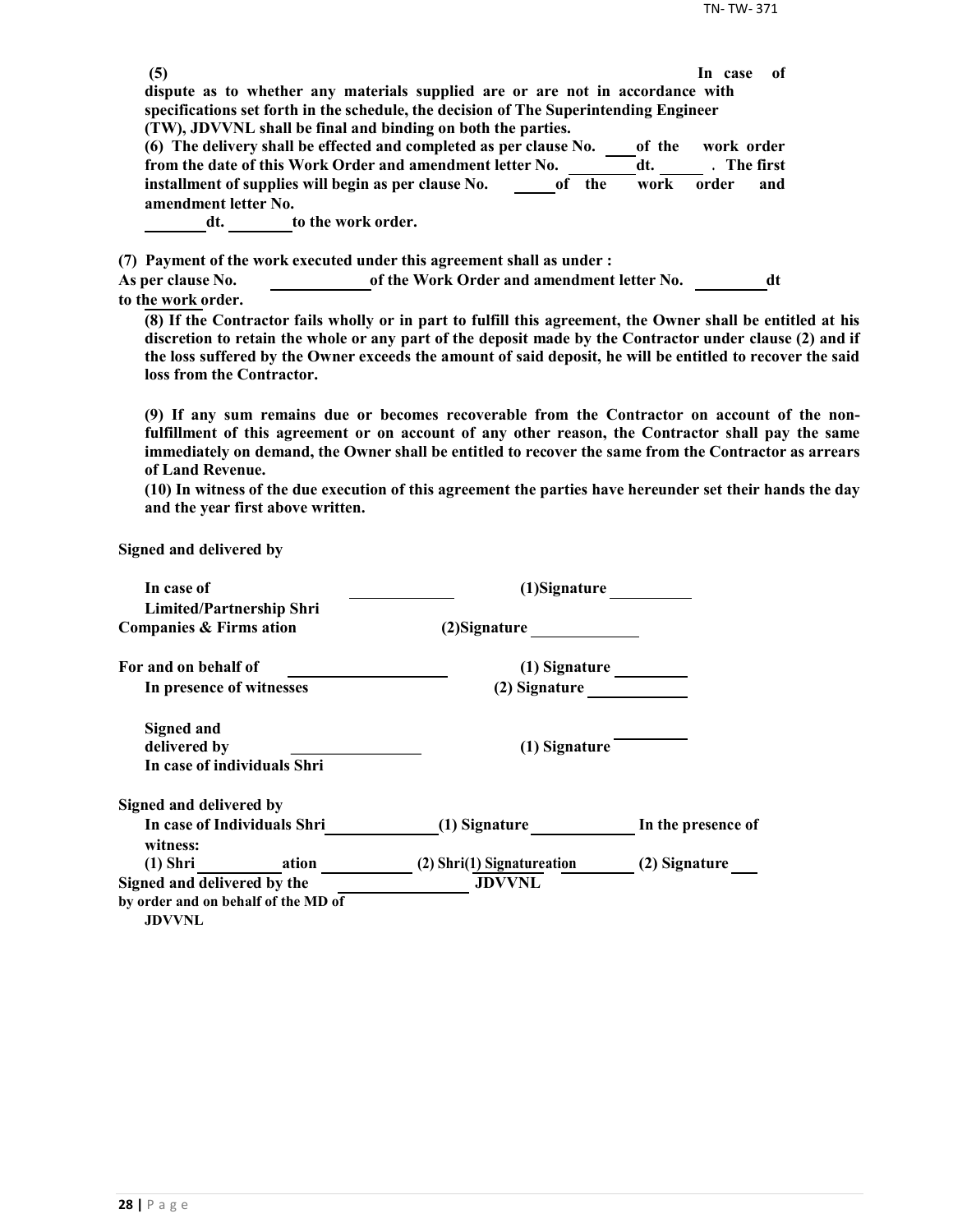**(5) In case of dispute as to whether any materials supplied are or are not in accordance with specifications set forth in the schedule, the decision of The Superintending Engineer (TW), JDVVNL shall be final and binding on both the parties.**

**(6) The delivery shall be effected and completed as per clause No. \_\_\_\_ of the work order from the date of this Work Order and amendment letter No. \_\_\_\_\_\_\_\_ dt. \_\_\_\_\_\_ . The first installment of supplies will begin as per clause No. \_\_\_\_\_ of the work order and amendment letter No. \_\_\_\_\_\_\_\_ dt. \_\_\_\_\_\_\_\_ to the work order.**

**(7) Payment of the work executed under this agreement shall as under :**
**As per clause No. \_\_\_\_\_\_\_\_\_\_\_\_ of the Work Order and amendment letter No. \_\_\_\_\_\_\_\_\_ dt to the work order.**

**(8) If the Contractor fails wholly or in part to fulfill this agreement, the Owner shall be entitled at his discretion to retain the whole or any part of the deposit made by the Contractor under clause (2) and if the loss suffered by the Owner exceeds the amount of said deposit, he will be entitled to recover the said loss from the Contractor.**

**(9) If any sum remains due or becomes recoverable from the Contractor on account of the non-fulfillment of this agreement or on account of any other reason, the Contractor shall pay the same immediately on demand, the Owner shall be entitled to recover the same from the Contractor as arrears of Land Revenue.**

**(10) In witness of the due execution of this agreement the parties have hereunder set their hands the day and the year first above written.**

**Signed and delivered by**

**In case of Limited/Partnership Shri \_\_\_\_\_\_\_\_\_\_\_\_\_ (1)Signature \_\_\_\_\_\_\_\_\_\_**
**Companies & Firms ation (2)Signature \_\_\_\_\_\_\_\_\_\_\_\_\_**

**For and on behalf of \_\_\_\_\_\_\_\_\_\_\_\_\_\_\_\_\_\_\_\_ (1) Signature \_\_\_\_\_\_\_\_\_**
**In presence of witnesses (2) Signature \_\_\_\_\_\_\_\_\_\_\_\_**

**Signed and delivered by \_\_\_\_\_\_\_\_\_\_\_\_\_\_\_\_ (1) Signature \_\_\_\_\_\_\_\_\_**
**In case of individuals Shri**

**Signed and delivered by**
**In case of Individuals Shri \_\_\_\_\_\_\_\_\_\_\_\_\_\_ (1) Signature \_\_\_\_\_\_\_\_\_\_\_\_\_ In the presence of witness:**
**(1) Shri \_\_\_\_\_\_\_\_\_\_\_ ation \_\_\_\_\_\_\_\_\_\_\_\_ (2) Shri(1) Signatureation \_\_\_\_\_\_\_\_ (2) Signature \_\_\_\_**
**Signed and delivered by the \_\_\_\_\_\_\_\_\_\_\_\_\_\_\_\_\_\_\_\_ JDVVNL**
**by order and on behalf of the MD of JDVVNL**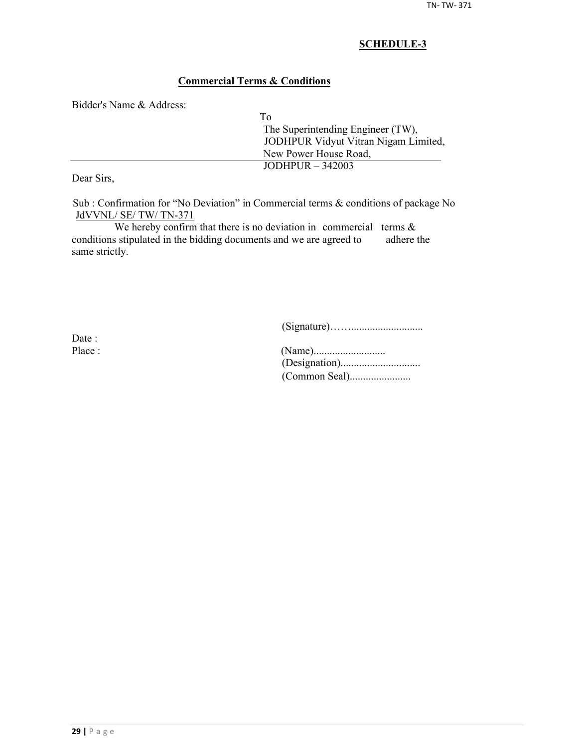**SCHEDULE-3**

**Commercial Terms & Conditions**

Bidder's Name & Address:

To
The Superintending Engineer (TW),
JODHPUR Vidyut Vitran Nigam Limited,
New Power House Road,
JODHPUR – 342003

Dear Sirs,

Sub : Confirmation for "No Deviation" in Commercial terms & conditions of package No JdVVNL/ SE/ TW/ TN-371

We hereby confirm that there is no deviation in commercial terms & conditions stipulated in the bidding documents and we are agreed to adhere the same strictly.

(Signature)……..........................

Date :

Place :

(Name)..........................

(Designation).............................

(Common Seal).......................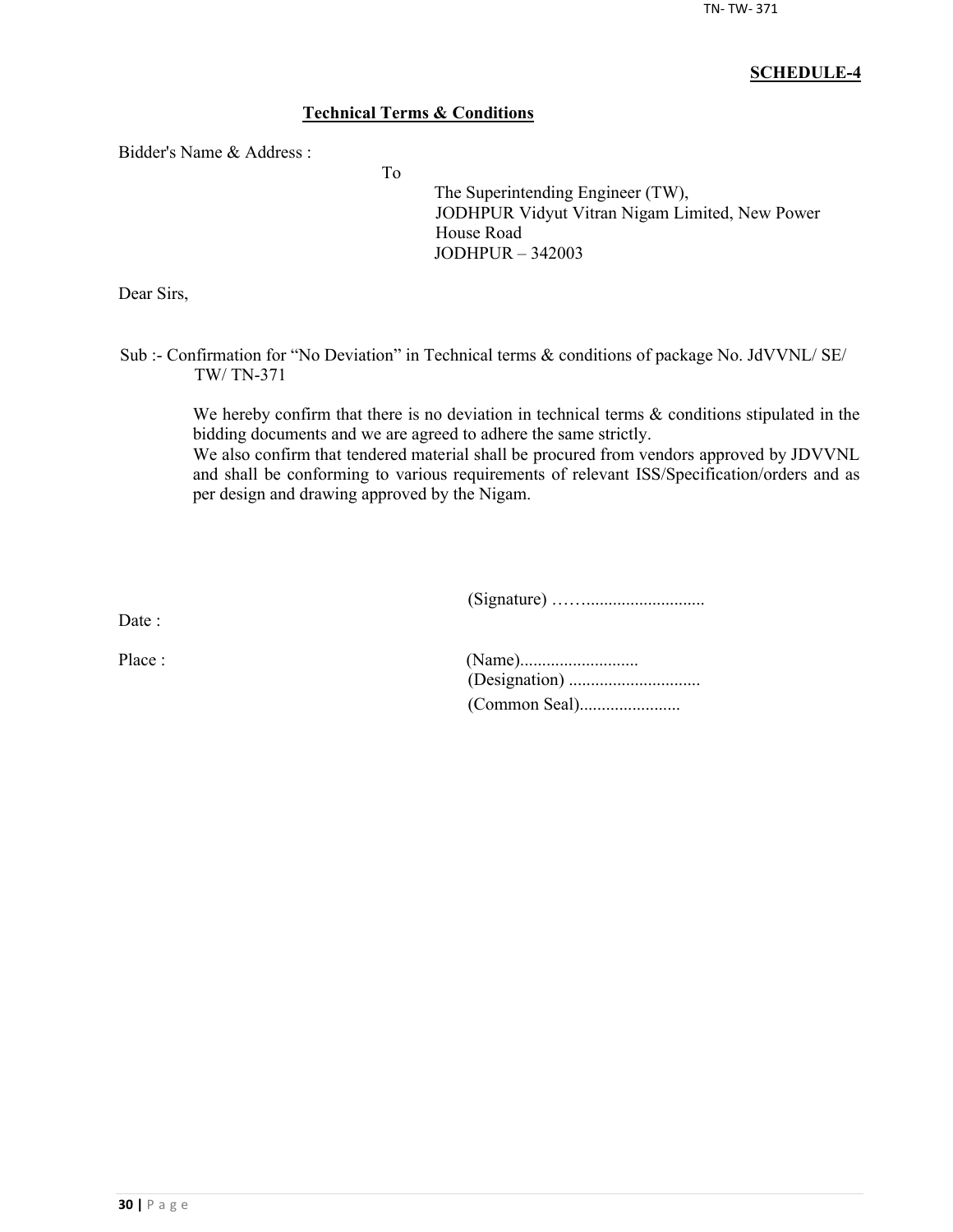**SCHEDULE-4**

**Technical Terms & Conditions**

Bidder's Name & Address :

To

The Superintending Engineer (TW),
JODHPUR Vidyut Vitran Nigam Limited, New Power House Road
JODHPUR – 342003

Dear Sirs,

Sub :- Confirmation for "No Deviation" in Technical terms & conditions of package No. JdVVNL/ SE/ TW/ TN-371

We hereby confirm that there is no deviation in technical terms & conditions stipulated in the bidding documents and we are agreed to adhere the same strictly.
We also confirm that tendered material shall be procured from vendors approved by JDVVNL and shall be conforming to various requirements of relevant ISS/Specification/orders and as per design and drawing approved by the Nigam.

(Signature) ……..........................

Date :

Place :

(Name)..........................
(Designation) .............................
(Common Seal)......................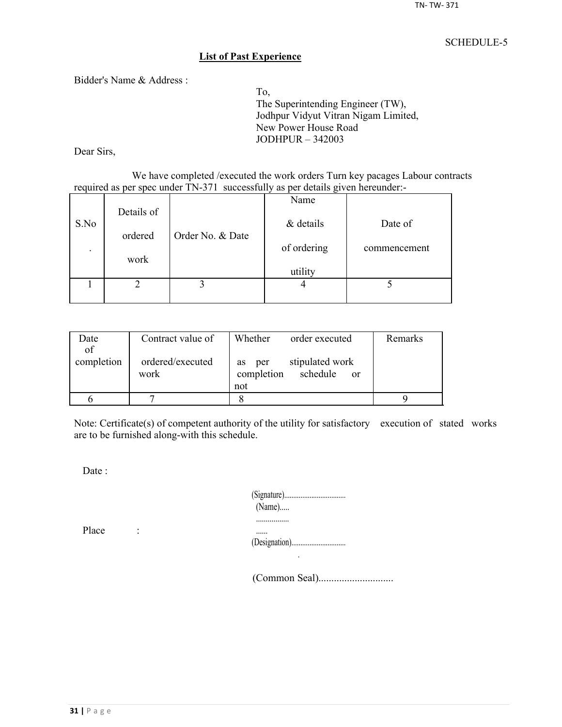SCHEDULE-5

## List of Past Experience

Bidder's Name & Address :

To,
The Superintending Engineer (TW),
Jodhpur Vidyut Vitran Nigam Limited,
New Power House Road
JODHPUR – 342003

Dear Sirs,

We have completed /executed the work orders Turn key pacages Labour contracts required as per spec under TN-371 successfully as per details given hereunder:-

| S.No. | Details of ordered work | Order No. & Date | Name & details of ordering utility | Date of commencement |
|---|---|---|---|---|
| 1 | 2 | 3 | 4 | 5 |

| Date of completion | Contract value of ordered/executed work | Whether order executed as per stipulated work completion schedule or not | Remarks |
|---|---|---|---|
| 6 | 7 | 8 | 9 |

Note: Certificate(s) of competent authority of the utility for satisfactory execution of stated works are to be furnished along-with this schedule.

Date :

Place :

(Signature)..................................
(Name).....
.................
......
(Designation)..............................
.

(Common Seal).............................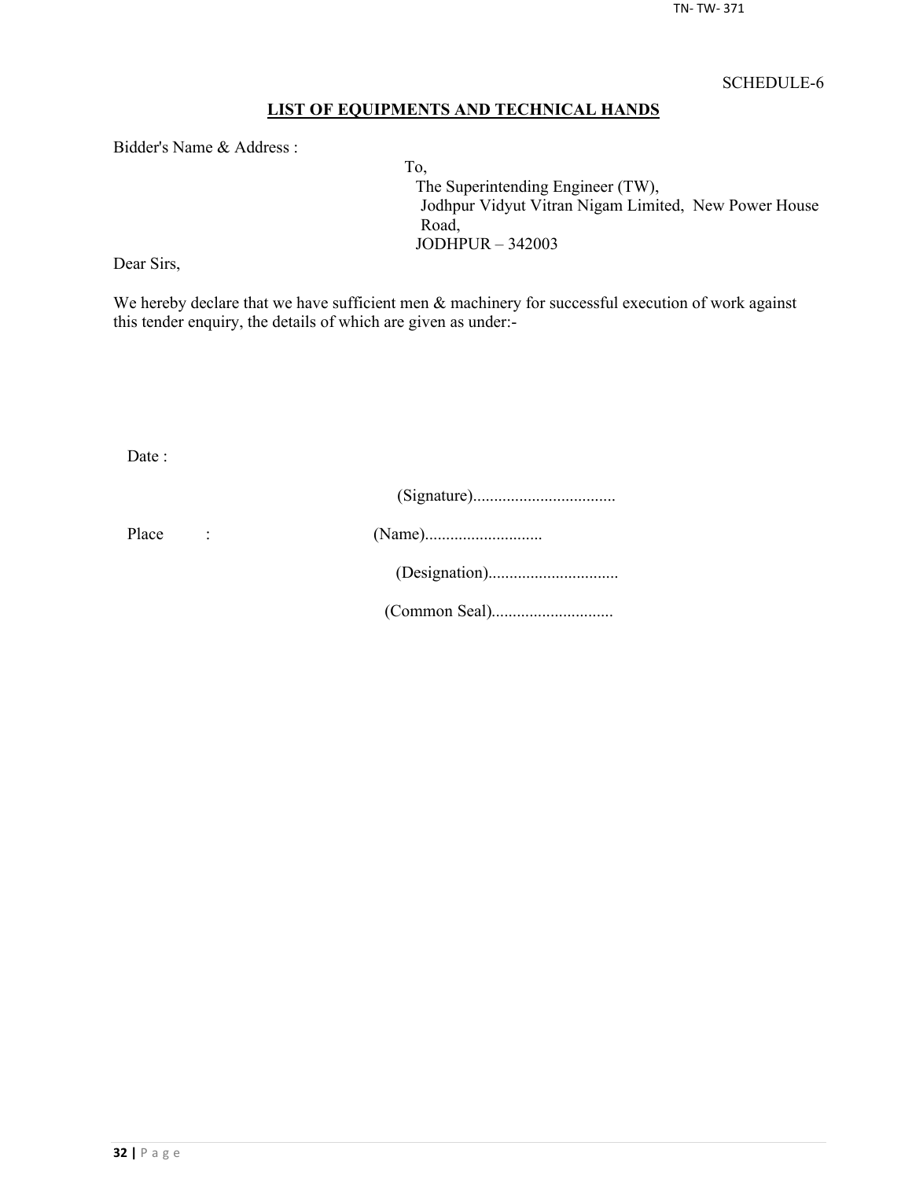SCHEDULE-6

## LIST OF EQUIPMENTS AND TECHNICAL HANDS

Bidder's Name & Address :

To,
The Superintending Engineer (TW),
Jodhpur Vidyut Vitran Nigam Limited, New Power House Road,
JODHPUR – 342003

Dear Sirs,

We hereby declare that we have sufficient men & machinery for successful execution of work against this tender enquiry, the details of which are given as under:-

Date :

(Signature)..................................

Place :

(Name)...........................

(Designation)...............................

(Common Seal)............................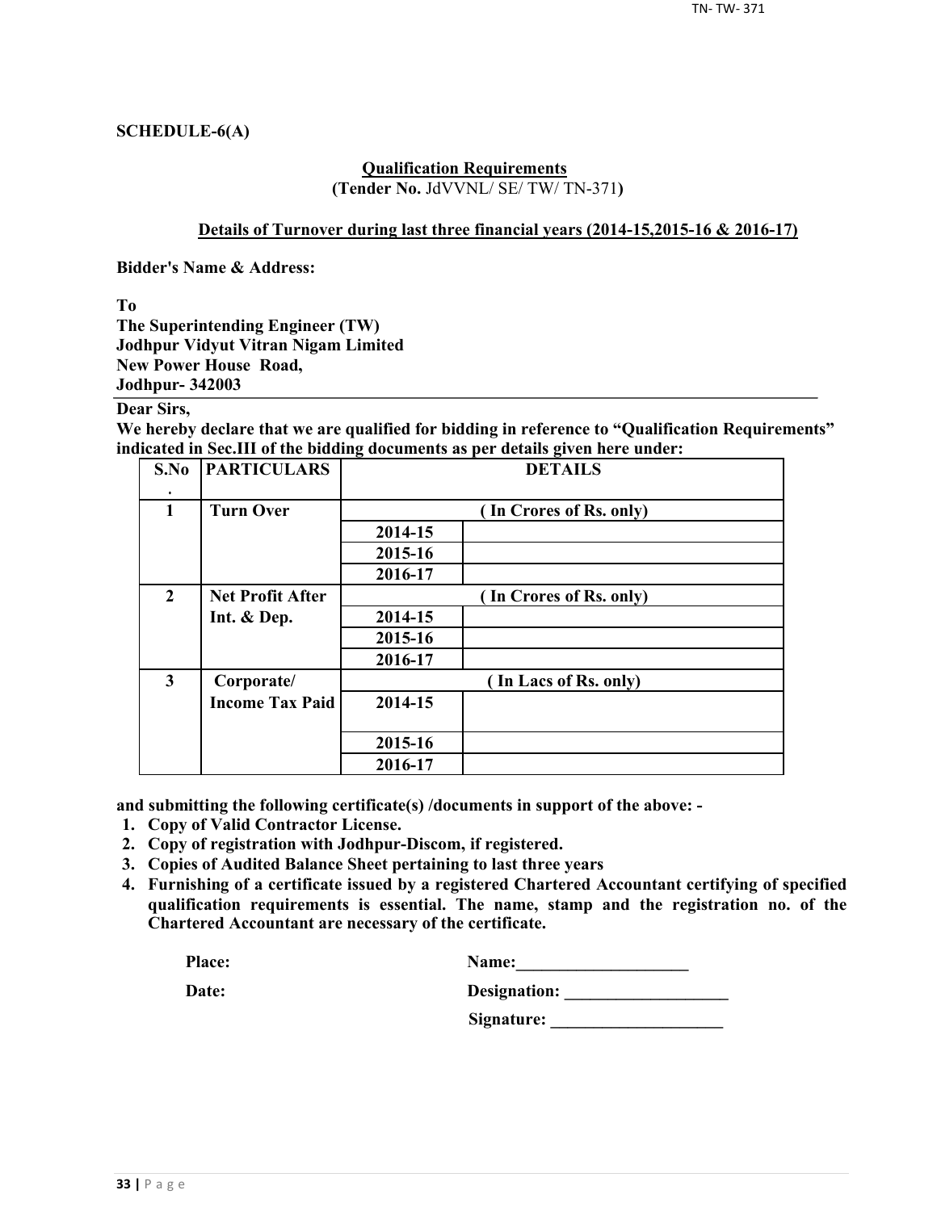**SCHEDULE-6(A)**

**Qualification Requirements**
**(Tender No.** JdVVNL/ SE/ TW/ TN-371**)**

**Details of Turnover during last three financial years (2014-15,2015-16 & 2016-17)**

**Bidder's Name & Address:**

**To**
**The Superintending Engineer (TW)**
**Jodhpur Vidyut Vitran Nigam Limited**
**New Power House Road,**
**Jodhpur- 342003**

**Dear Sirs,**
**We hereby declare that we are qualified for bidding in reference to "Qualification Requirements" indicated in Sec.III of the bidding documents as per details given here under:**

| S.No. | PARTICULARS | DETAILS | |
|---|---|---|---|
| 1 | Turn Over | ( In Crores of Rs. only) | |
| | | 2014-15 | |
| | | 2015-16 | |
| | | 2016-17 | |
| 2 | Net Profit After Int. & Dep. | ( In Crores of Rs. only) | |
| | | 2014-15 | |
| | | 2015-16 | |
| | | 2016-17 | |
| 3 | Corporate/ Income Tax Paid | ( In Lacs of Rs. only) | |
| | | 2014-15 | |
| | | 2015-16 | |
| | | 2016-17 | |

**and submitting the following certificate(s) /documents in support of the above: -**

1. **Copy of Valid Contractor License.**
2. **Copy of registration with Jodhpur-Discom, if registered.**
3. **Copies of Audited Balance Sheet pertaining to last three years**
4. **Furnishing of a certificate issued by a registered Chartered Accountant certifying of specified qualification requirements is essential. The name, stamp and the registration no. of the Chartered Accountant are necessary of the certificate.**

**Place:** **Name:**____________________

**Date:** **Designation:** ___________________

**Signature:** ____________________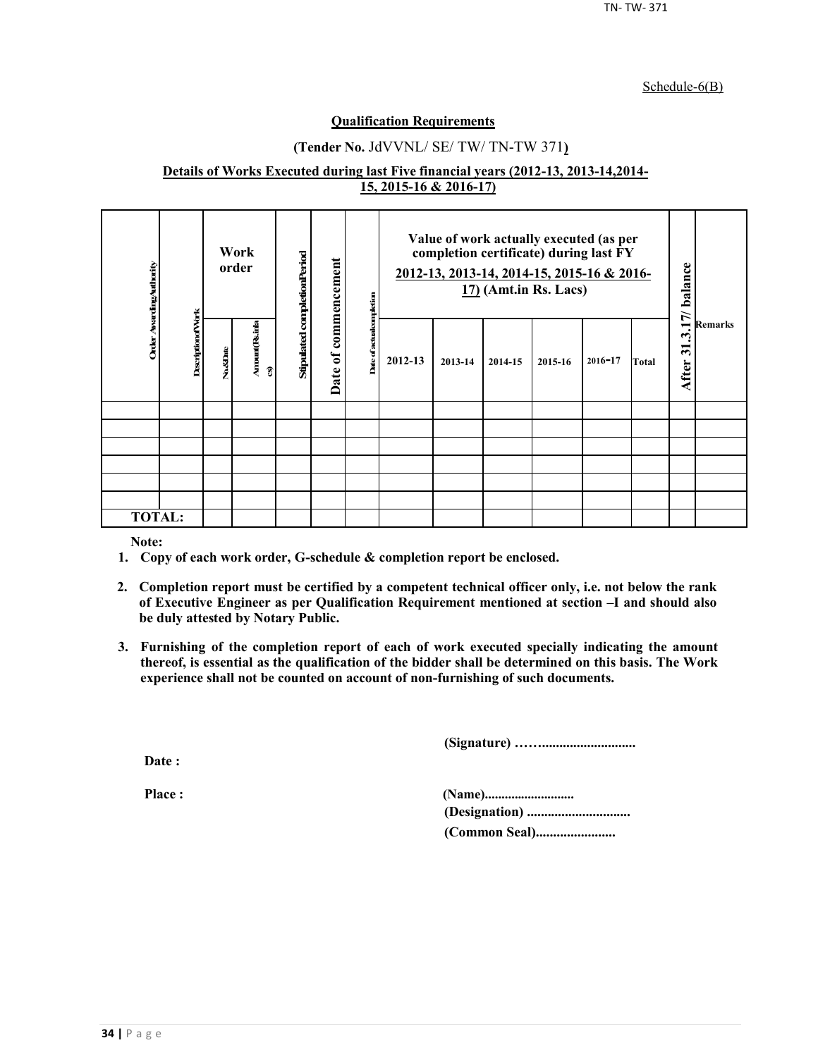Schedule-6(B)

**Qualification Requirements**

**(Tender No.** JdVVNL/ SE/ TW/ TN-TW 371**)**

**Details of Works Executed during last Five financial years (2012-13, 2013-14,2014-15, 2015-16 & 2016-17)**

| Order Awarding Authority | Description of Work | Work order | | Stipulated completion Period | Date of commencement | Date of actual completion | Value of work actually executed (as per completion certificate) during last FY 2012-13, 2013-14, 2014-15, 2015-16 & 2016-17) (Amt.in Rs. Lacs) | | | | | | After 31.3.17/ balance | Remarks |
|---|---|---|---|---|---|---|---|---|---|---|---|---|---|---|
| | | No.&Date | Amount (Rs. in lacs) | | | | 2012-13 | 2013-14 | 2014-15 | 2015-16 | 2016-17 | Total | | |
| | | | | | | | | | | | | | | |
| | | | | | | | | | | | | | | |
| | | | | | | | | | | | | | | |
| | | | | | | | | | | | | | | |
| | | | | | | | | | | | | | | |
| | | | | | | | | | | | | | | |
| **TOTAL:** | | | | | | | | | | | | | | |

**Note:**

1. **Copy of each work order, G-schedule & completion report be enclosed.**
2. **Completion report must be certified by a competent technical officer only, i.e. not below the rank of Executive Engineer as per Qualification Requirement mentioned at section –I and should also be duly attested by Notary Public.**
3. **Furnishing of the completion report of each of work executed specially indicating the amount thereof, is essential as the qualification of the bidder shall be determined on this basis. The Work experience shall not be counted on account of non-furnishing of such documents.**

**(Signature) ……..........................**

**Date :**

**Place :**

**(Name)..........................**

**(Designation) .............................**

**(Common Seal).......................**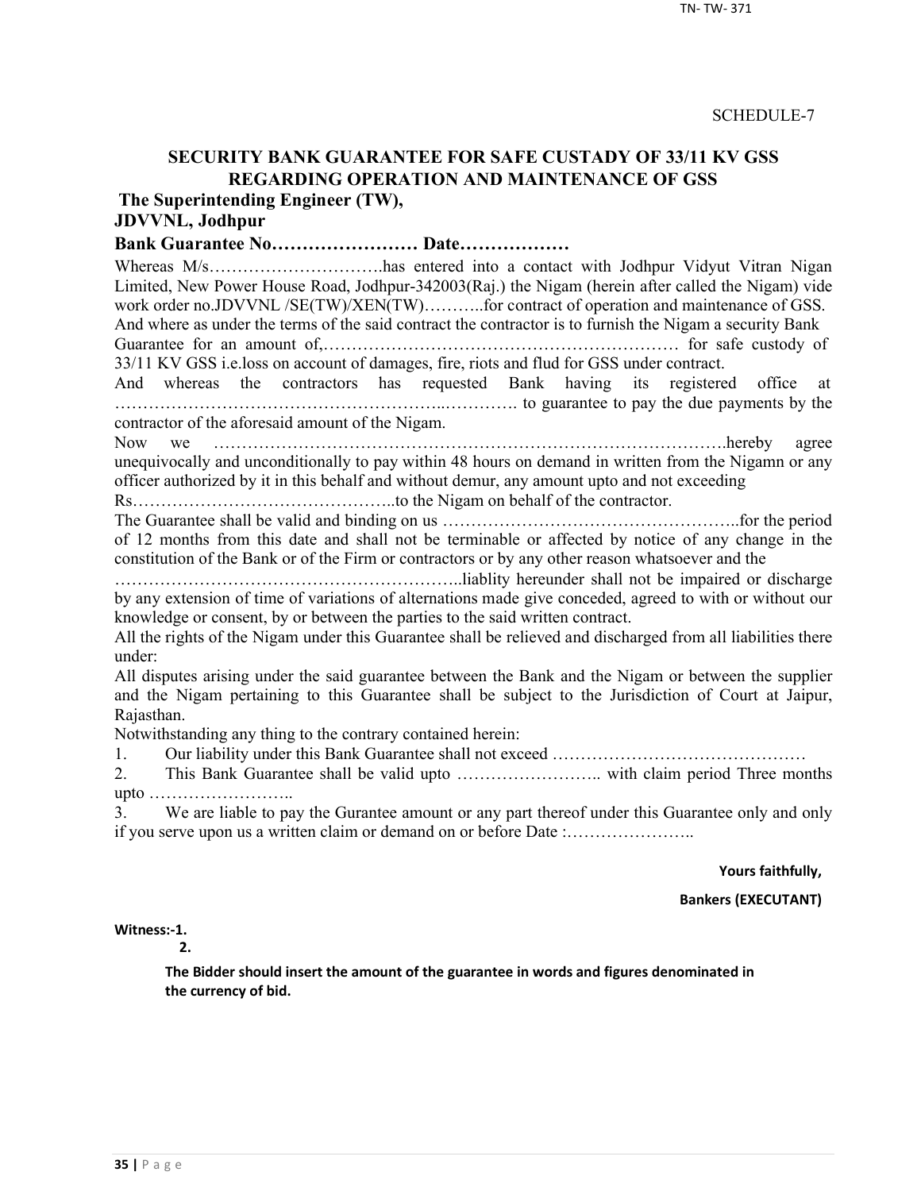SCHEDULE-7

## SECURITY BANK GUARANTEE FOR SAFE CUSTADY OF 33/11 KV GSS REGARDING OPERATION AND MAINTENANCE OF GSS

**The Superintending Engineer (TW),**
**JDVVNL, Jodhpur**

**Bank Guarantee No…………………… Date………………**

Whereas M/s………………………….has entered into a contact with Jodhpur Vidyut Vitran Nigan Limited, New Power House Road, Jodhpur-342003(Raj.) the Nigam (herein after called the Nigam) vide work order no.JDVVNL /SE(TW)/XEN(TW)………..for contract of operation and maintenance of GSS. And where as under the terms of the said contract the contractor is to furnish the Nigam a security Bank Guarantee for an amount of,……………………………………………………… for safe custody of 33/11 KV GSS i.e.loss on account of damages, fire, riots and flud for GSS under contract.

And whereas the contractors has requested Bank having its registered office at ……………………………………………..…………. to guarantee to pay the due payments by the contractor of the aforesaid amount of the Nigam.

Now we …………………………………………………………………………….hereby agree unequivocally and unconditionally to pay within 48 hours on demand in written from the Nigamn or any officer authorized by it in this behalf and without demur, any amount upto and not exceeding Rs………………………………………..to the Nigam on behalf of the contractor.

The Guarantee shall be valid and binding on us ……………………………………………..for the period of 12 months from this date and shall not be terminable or affected by notice of any change in the constitution of the Bank or of the Firm or contractors or by any other reason whatsoever and the …………………………………………………..liablity hereunder shall not be impaired or discharge by any extension of time of variations of alternations made give conceded, agreed to with or without our knowledge or consent, by or between the parties to the said written contract.

All the rights of the Nigam under this Guarantee shall be relieved and discharged from all liabilities there under:

All disputes arising under the said guarantee between the Bank and the Nigam or between the supplier and the Nigam pertaining to this Guarantee shall be subject to the Jurisdiction of Court at Jaipur, Rajasthan.

Notwithstanding any thing to the contrary contained herein:

1. Our liability under this Bank Guarantee shall not exceed ………………………………………
2. This Bank Guarantee shall be valid upto …………………….. with claim period Three months upto ……………………..
3. We are liable to pay the Gurantee amount or any part thereof under this Guarantee only and only if you serve upon us a written claim or demand on or before Date :…………………..

**Yours faithfully,**

**Bankers (EXECUTANT)**

**Witness:-1.**

**2.**

**The Bidder should insert the amount of the guarantee in words and figures denominated in the currency of bid.**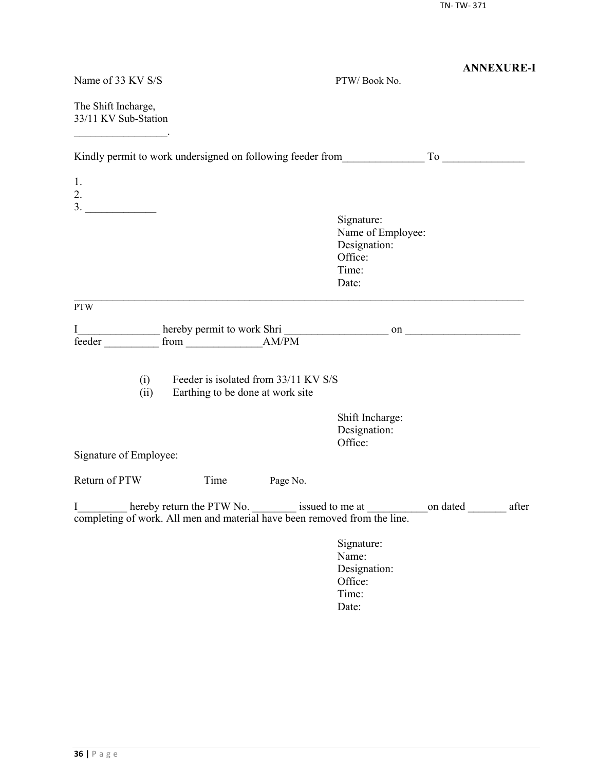**ANNEXURE-I**

Name of 33 KV S/S PTW/ Book No.

The Shift Incharge,
33/11 KV Sub-Station
_________________.

Kindly permit to work undersigned on following feeder from_______________ To _______________

1.
2.
3. _____________

Signature:
Name of Employee:
Designation:
Office:
Time:
Date:

---

PTW

I_______________ hereby permit to work Shri ___________________ on _____________________ feeder __________ from ______________AM/PM

(i) Feeder is isolated from 33/11 KV S/S
(ii) Earthing to be done at work site

Shift Incharge:
Designation:
Office:

Signature of Employee:

Return of PTW Time Page No.

I_________ hereby return the PTW No. ________ issued to me at ___________on dated _______ after completing of work. All men and material have been removed from the line.

Signature:
Name:
Designation:
Office:
Time:
Date: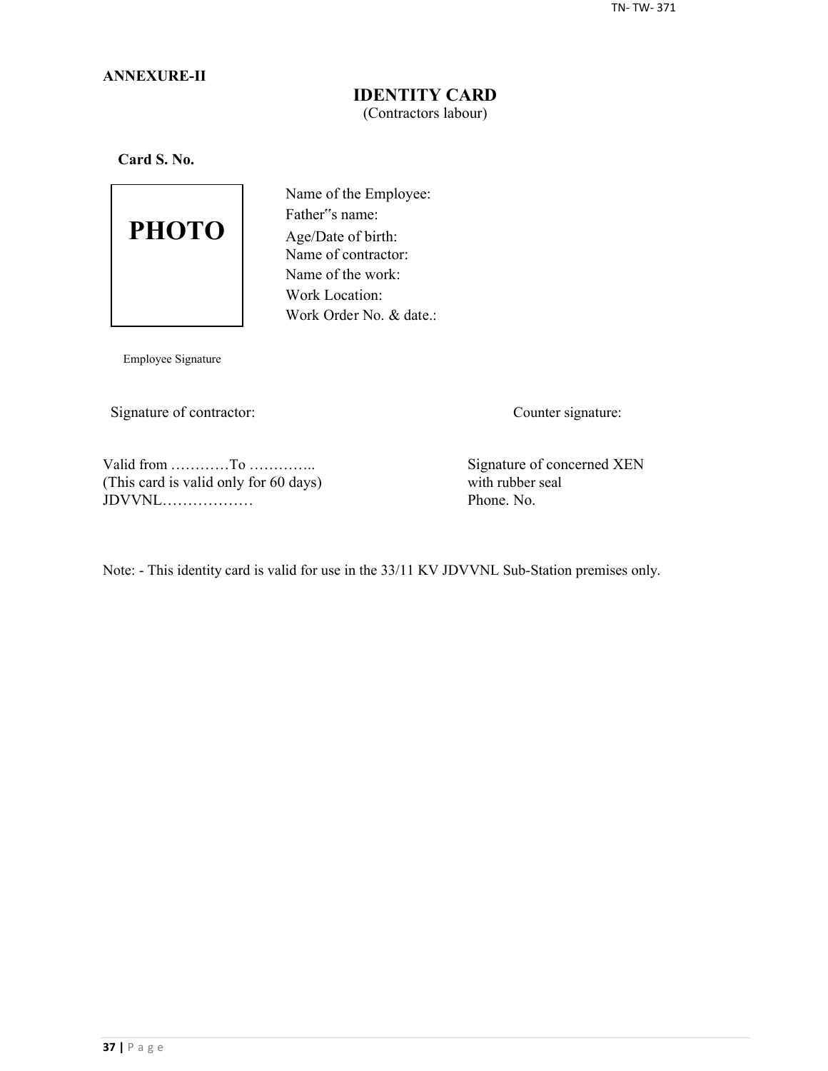**ANNEXURE-II**

# IDENTITY CARD

(Contractors labour)

**Card S. No.**

PHOTO

Name of the Employee:
Father‟s name:
Age/Date of birth:
Name of contractor:
Name of the work:
Work Location:
Work Order No. & date.:

Employee Signature

Signature of contractor:

Counter signature:

Valid from …………To …………..
(This card is valid only for 60 days)
JDVVNL………………

Signature of concerned XEN
with rubber seal
Phone. No.

Note: - This identity card is valid for use in the 33/11 KV JDVVNL Sub-Station premises only.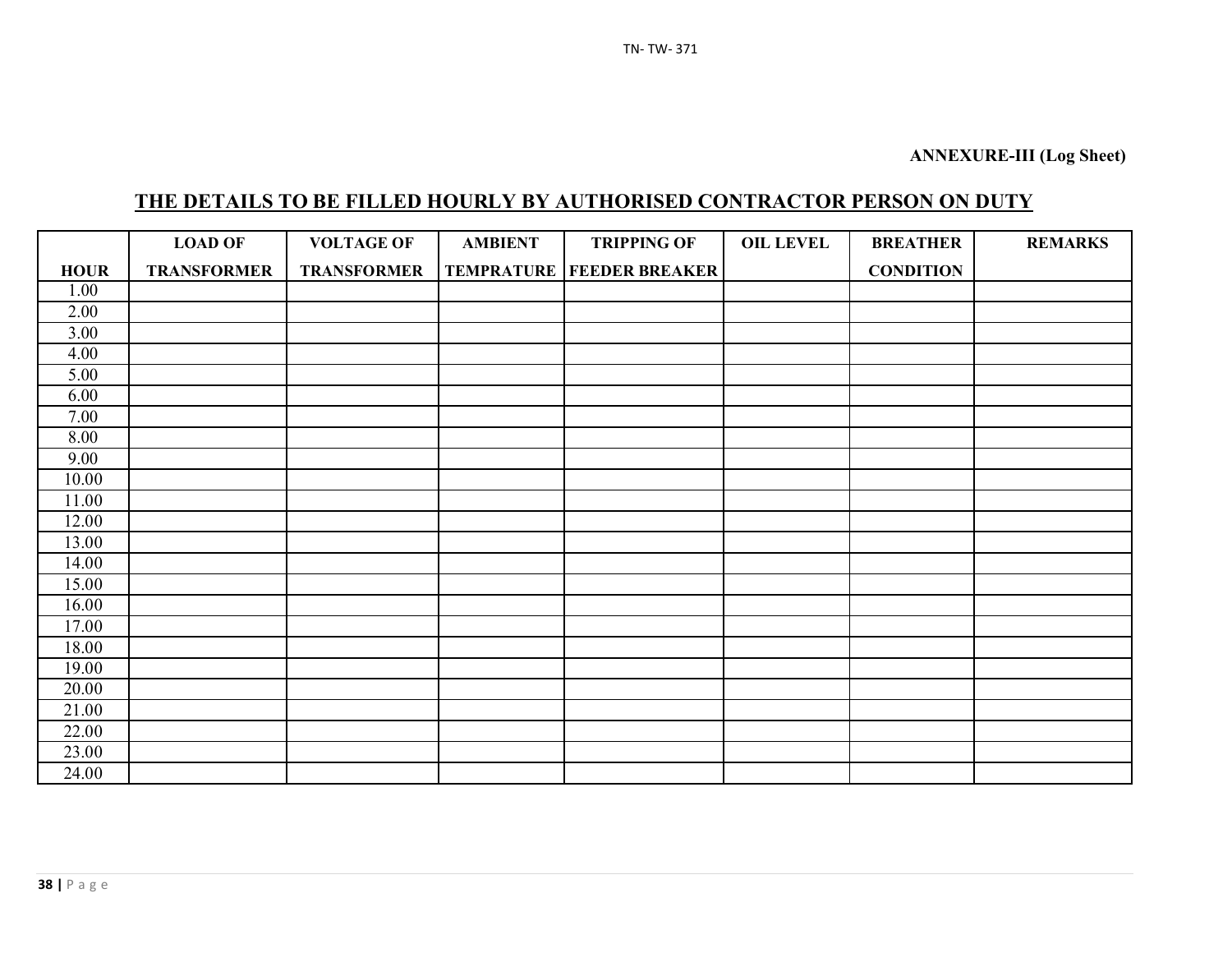**ANNEXURE-III (Log Sheet)**

## THE DETAILS TO BE FILLED HOURLY BY AUTHORISED CONTRACTOR PERSON ON DUTY

| HOUR | LOAD OF TRANSFORMER | VOLTAGE OF TRANSFORMER | AMBIENT TEMPRATURE | TRIPPING OF FEEDER BREAKER | OIL LEVEL | BREATHER CONDITION | REMARKS |
|---|---|---|---|---|---|---|---|
| 1.00 | | | | | | | |
| 2.00 | | | | | | | |
| 3.00 | | | | | | | |
| 4.00 | | | | | | | |
| 5.00 | | | | | | | |
| 6.00 | | | | | | | |
| 7.00 | | | | | | | |
| 8.00 | | | | | | | |
| 9.00 | | | | | | | |
| 10.00 | | | | | | | |
| 11.00 | | | | | | | |
| 12.00 | | | | | | | |
| 13.00 | | | | | | | |
| 14.00 | | | | | | | |
| 15.00 | | | | | | | |
| 16.00 | | | | | | | |
| 17.00 | | | | | | | |
| 18.00 | | | | | | | |
| 19.00 | | | | | | | |
| 20.00 | | | | | | | |
| 21.00 | | | | | | | |
| 22.00 | | | | | | | |
| 23.00 | | | | | | | |
| 24.00 | | | | | | | |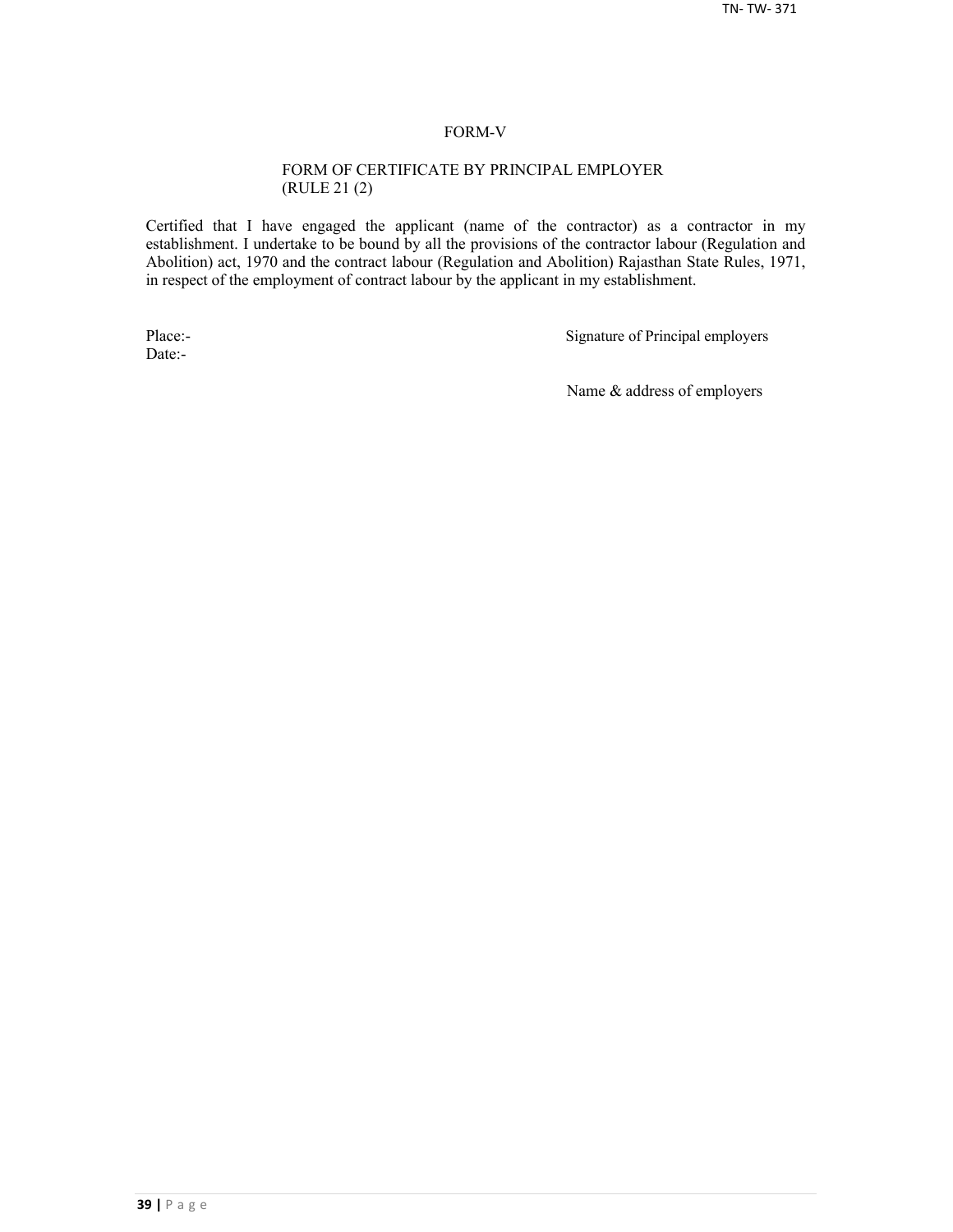## FORM-V

### FORM OF CERTIFICATE BY PRINCIPAL EMPLOYER
### (RULE 21 (2)

Certified that I have engaged the applicant (name of the contractor) as a contractor in my establishment. I undertake to be bound by all the provisions of the contractor labour (Regulation and Abolition) act, 1970 and the contract labour (Regulation and Abolition) Rajasthan State Rules, 1971, in respect of the employment of contract labour by the applicant in my establishment.

Place:-

Date:-

Signature of Principal employers

Name & address of employers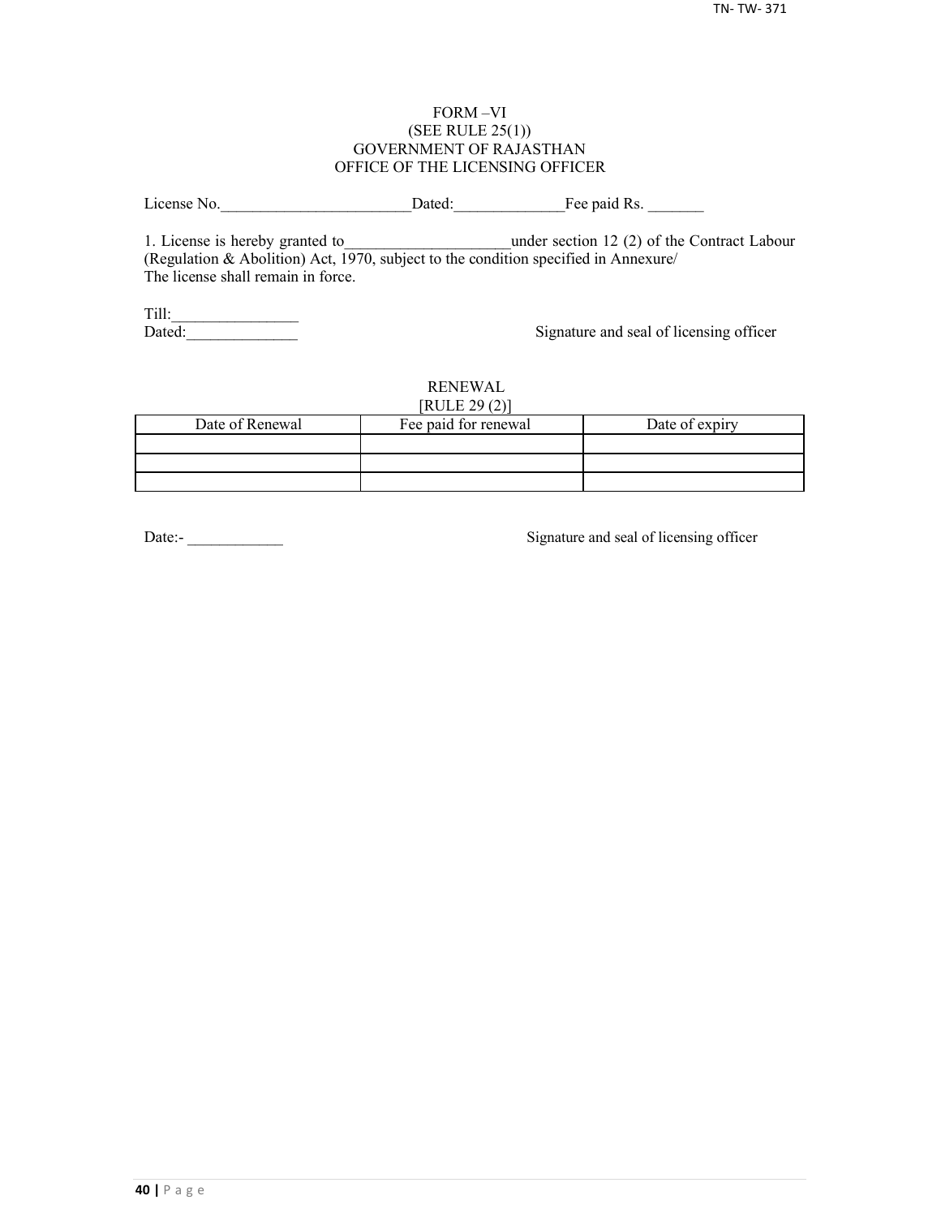FORM –VI

(SEE RULE 25(1))

GOVERNMENT OF RAJASTHAN

OFFICE OF THE LICENSING OFFICER

License No.________________________Dated:______________Fee paid Rs. _______

1. License is hereby granted to_____________________under section 12 (2) of the Contract Labour (Regulation & Abolition) Act, 1970, subject to the condition specified in Annexure/
The license shall remain in force.

Till:________________

Dated:______________ Signature and seal of licensing officer

RENEWAL

[RULE 29 (2)]

| Date of Renewal | Fee paid for renewal | Date of expiry |
|---|---|---|
| | | |
| | | |
| | | |

Date:- ____________ Signature and seal of licensing officer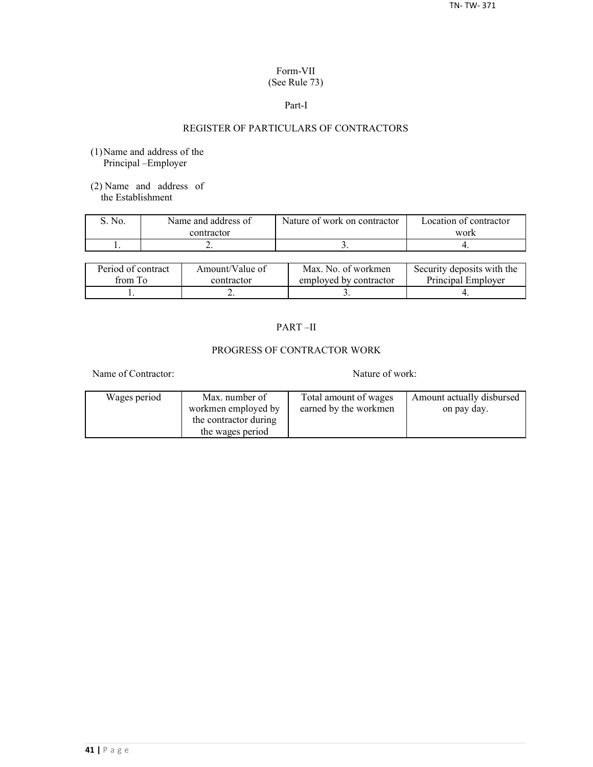Form-VII
(See Rule 73)

Part-I

## REGISTER OF PARTICULARS OF CONTRACTORS

(1) Name and address of the Principal –Employer

(2) Name and address of the Establishment

| S. No. | Name and address of contractor | Nature of work on contractor | Location of contractor work |
|---|---|---|---|
| 1. | 2. | 3. | 4. |

| Period of contract from To | Amount/Value of contractor | Max. No. of workmen employed by contractor | Security deposits with the Principal Employer |
|---|---|---|---|
| 1. | 2. | 3. | 4. |

PART –II

## PROGRESS OF CONTRACTOR WORK

Name of Contractor: Nature of work:

| Wages period | Max. number of workmen employed by the contractor during the wages period | Total amount of wages earned by the workmen | Amount actually disbursed on pay day. |
|---|---|---|---|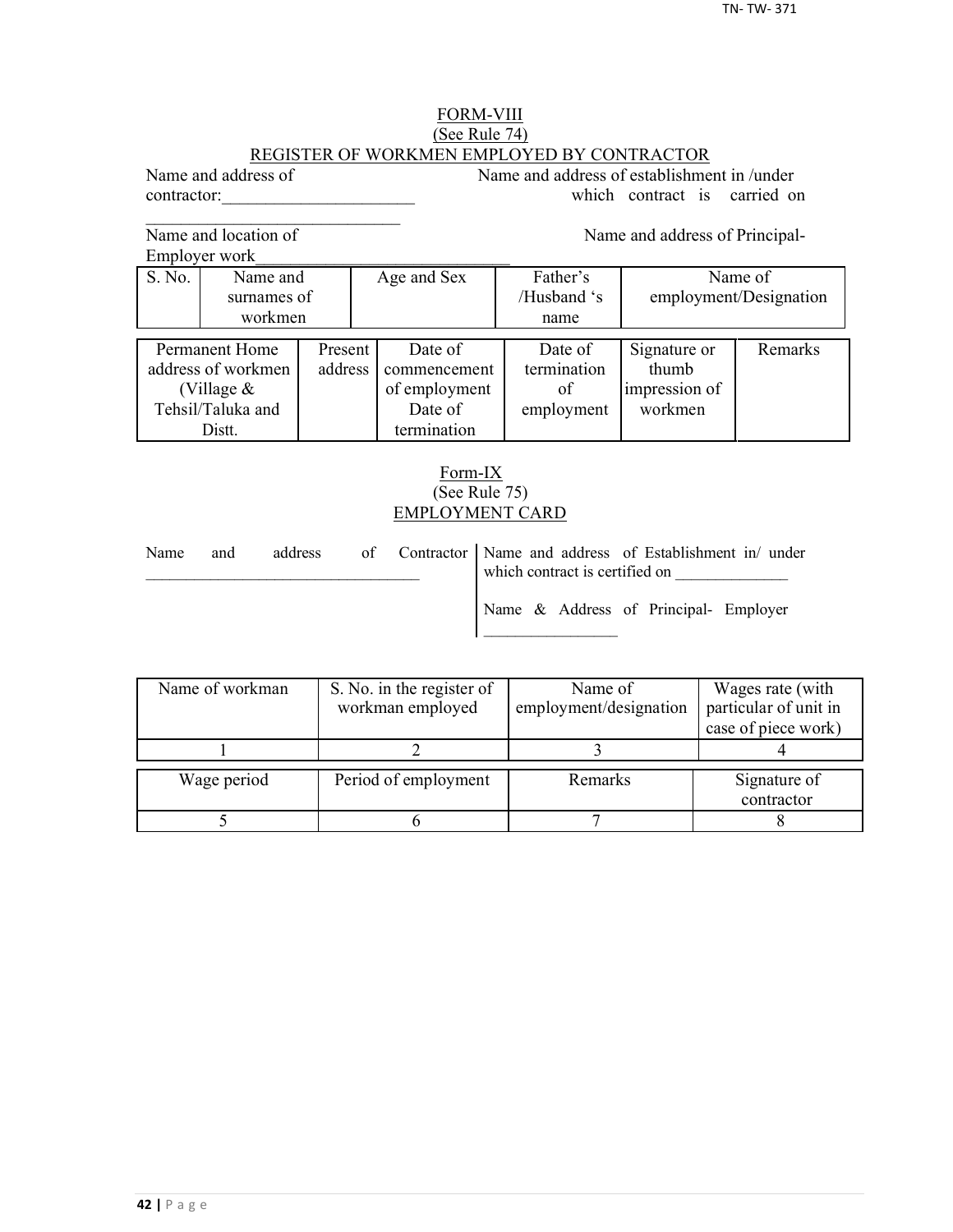## FORM-VIII
(See Rule 74)
REGISTER OF WORKMEN EMPLOYED BY CONTRACTOR

Name and address of contractor:______________________ ______________________________

Name and address of establishment in /under which contract is carried on

Name and location of Employer work_____________________________

Name and address of Principal-

| S. No. | Name and surnames of workmen | Age and Sex | Father's /Husband 's name | Name of employment/Designation |
|---|---|---|---|---|

| Permanent Home address of workmen (Village & Tehsil/Taluka and Distt. | Present address | Date of commencement of employment Date of termination | Date of termination of employment | Signature or thumb impression of workmen | Remarks |
|---|---|---|---|---|---|

## Form-IX
(See Rule 75)
EMPLOYMENT CARD

Name and address of Contractor _________________________________

Name and address of Establishment in/ under which contract is certified on _____________

Name & Address of Principal- Employer ________________

| Name of workman | S. No. in the register of workman employed | Name of employment/designation | Wages rate (with particular of unit in case of piece work) |
|---|---|---|---|
| 1 | 2 | 3 | 4 |

| Wage period | Period of employment | Remarks | Signature of contractor |
|---|---|---|---|
| 5 | 6 | 7 | 8 |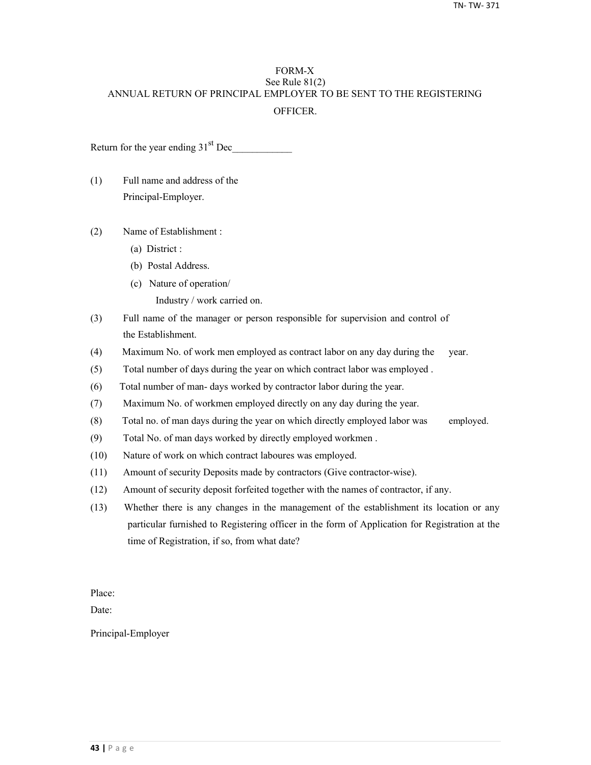# FORM-X

See Rule 81(2)

ANNUAL RETURN OF PRINCIPAL EMPLOYER TO BE SENT TO THE REGISTERING OFFICER.

Return for the year ending 31st Dec____________

(1) Full name and address of the Principal-Employer.

(2) Name of Establishment :

  (a) District :

  (b) Postal Address.

  (c) Nature of operation/ Industry / work carried on.

(3) Full name of the manager or person responsible for supervision and control of the Establishment.

(4) Maximum No. of work men employed as contract labor on any day during the year.

(5) Total number of days during the year on which contract labor was employed .

(6) Total number of man- days worked by contractor labor during the year.

(7) Maximum No. of workmen employed directly on any day during the year.

(8) Total no. of man days during the year on which directly employed labor was employed.

(9) Total No. of man days worked by directly employed workmen .

(10) Nature of work on which contract laboures was employed.

(11) Amount of security Deposits made by contractors (Give contractor-wise).

(12) Amount of security deposit forfeited together with the names of contractor, if any.

(13) Whether there is any changes in the management of the establishment its location or any particular furnished to Registering officer in the form of Application for Registration at the time of Registration, if so, from what date?

Place:

Date:

Principal-Employer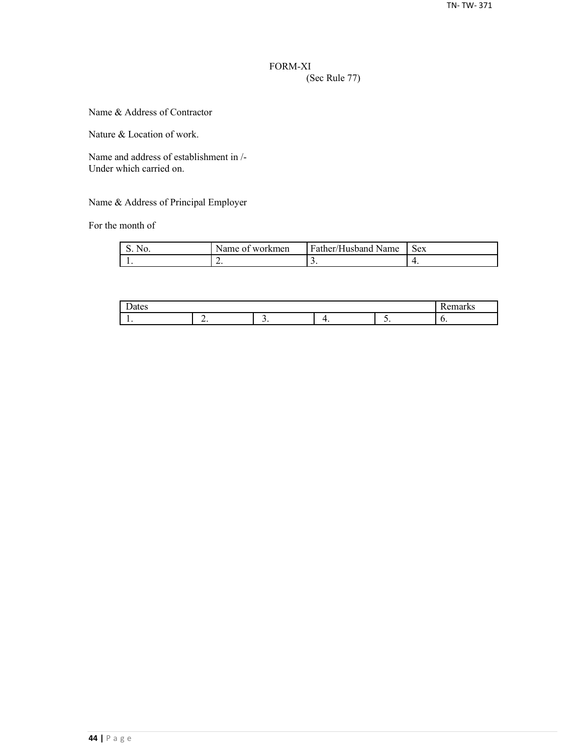FORM-XI

(Sec Rule 77)

Name & Address of Contractor

Nature & Location of work.

Name and address of establishment in /-
Under which carried on.

Name & Address of Principal Employer

For the month of

| S. No. | Name of workmen | Father/Husband Name | Sex |
|---|---|---|---|
| 1. | 2. | 3. | 4. |

| Dates | | | | | Remarks |
|---|---|---|---|---|---|
| 1. | 2. | 3. | 4. | 5. | 6. |